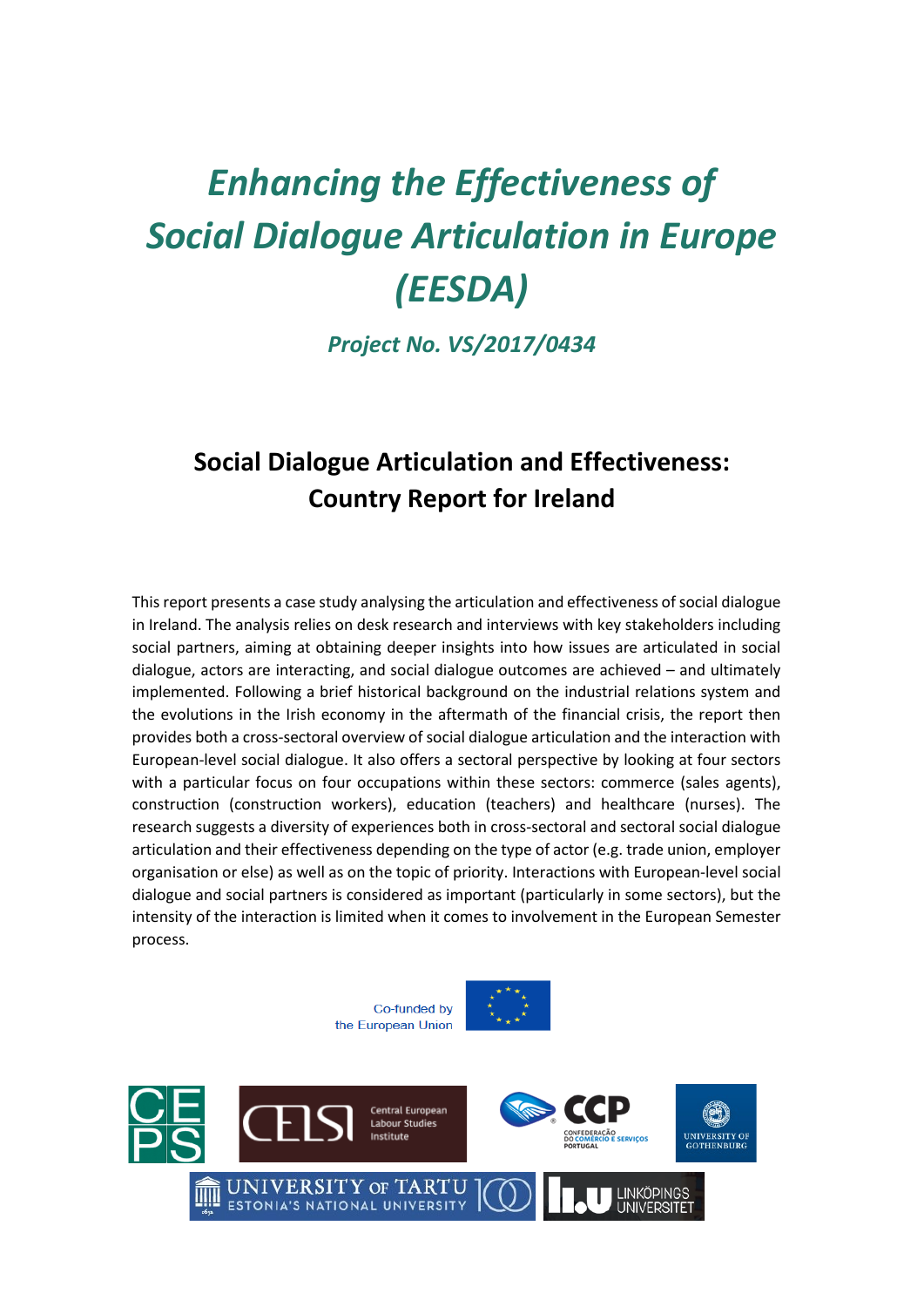# *Enhancing the Effectiveness of Social Dialogue Articulation in Europe (EESDA)*

### *Project No. VS/2017/0434*

## Social Dialogue Articulation and Effectiveness: Country Report for Ireland

This report presents a case study analysing the articulation and effectiveness of social dialogue in Ireland. The analysis relies on desk research and interviews with key stakeholders including social partners, aiming at obtaining deeper insights into how issues are articulated in social dialogue, actors are interacting, and social dialogue outcomes are achieved – and ultimately implemented. Following a brief historical background on the industrial relations system and the evolutions in the Irish economy in the aftermath of the financial crisis, the report then provides both a cross-sectoral overview of social dialogue articulation and the interaction with European-level social dialogue. It also offers a sectoral perspective by looking at four sectors with a particular focus on four occupations within these sectors: commerce (sales agents), construction (construction workers), education (teachers) and healthcare (nurses). The research suggests a diversity of experiences both in cross-sectoral and sectoral social dialogue articulation and their effectiveness depending on the type of actor (e.g. trade union, employer organisation or else) as well as on the topic of priority. Interactions with European-level social dialogue and social partners is considered as important (particularly in some sectors), but the intensity of the interaction is limited when it comes to involvement in the European Semester process.

Co-funded by the European Union

CEPS

CELSI Central European Labour Studies Institute

CCP Confederação do Comércio e Serviços Portugal

University of Gothenburg

University of Tartu Estonia's National University

Linköpings Universitet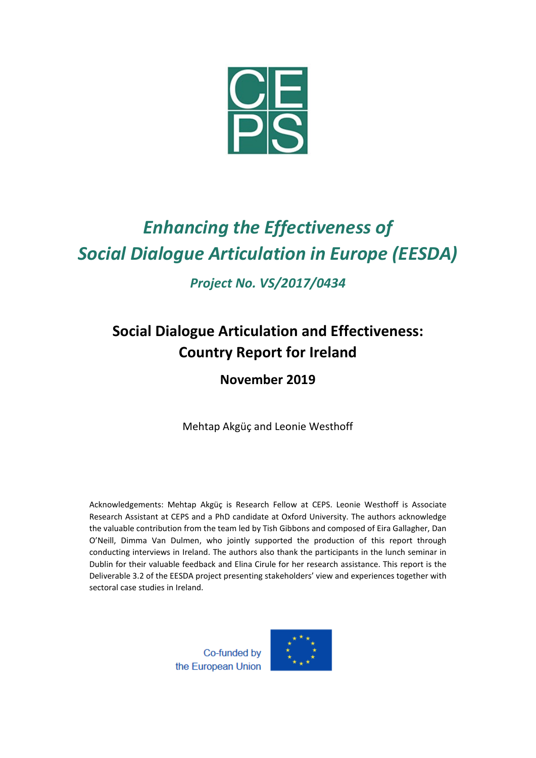# Enhancing the Effectiveness of Social Dialogue Articulation in Europe (EESDA)

## Project No. VS/2017/0434

## Social Dialogue Articulation and Effectiveness: Country Report for Ireland

### November 2019

Mehtap Akgüç and Leonie Westhoff

Acknowledgements: Mehtap Akgüç is Research Fellow at CEPS. Leonie Westhoff is Associate Research Assistant at CEPS and a PhD candidate at Oxford University. The authors acknowledge the valuable contribution from the team led by Tish Gibbons and composed of Eira Gallagher, Dan O'Neill, Dimma Van Dulmen, who jointly supported the production of this report through conducting interviews in Ireland. The authors also thank the participants in the lunch seminar in Dublin for their valuable feedback and Elina Cirule for her research assistance. This report is the Deliverable 3.2 of the EESDA project presenting stakeholders' view and experiences together with sectoral case studies in Ireland.

Co-funded by the European Union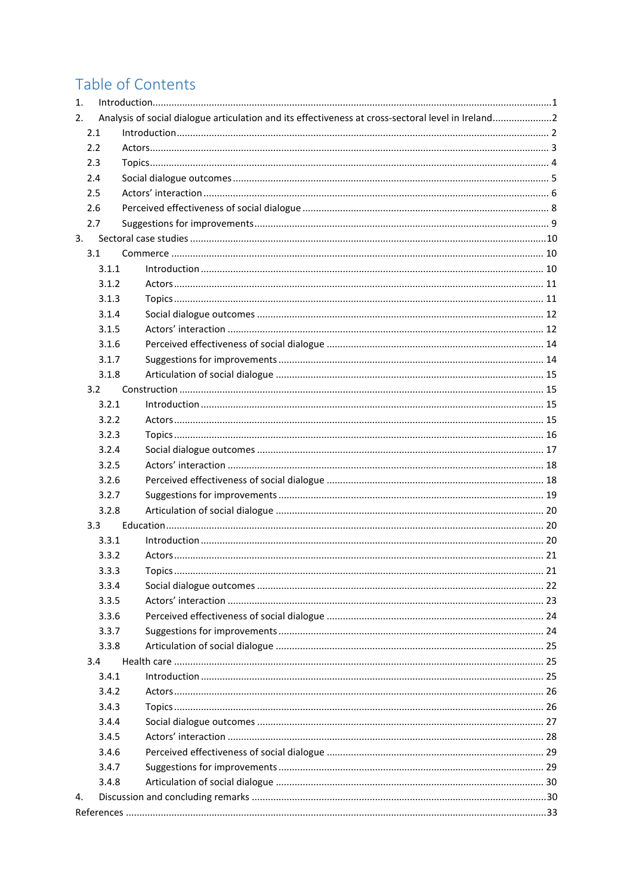# Table of Contents

1. Introduction.....1
2. Analysis of social dialogue articulation and its effectiveness at cross-sectoral level in Ireland.....2
   - 2.1 Introduction.....2
   - 2.2 Actors.....3
   - 2.3 Topics.....4
   - 2.4 Social dialogue outcomes.....5
   - 2.5 Actors' interaction.....6
   - 2.6 Perceived effectiveness of social dialogue.....8
   - 2.7 Suggestions for improvements.....9
3. Sectoral case studies.....10
   - 3.1 Commerce.....10
     - 3.1.1 Introduction.....10
     - 3.1.2 Actors.....11
     - 3.1.3 Topics.....11
     - 3.1.4 Social dialogue outcomes.....12
     - 3.1.5 Actors' interaction.....12
     - 3.1.6 Perceived effectiveness of social dialogue.....14
     - 3.1.7 Suggestions for improvements.....14
     - 3.1.8 Articulation of social dialogue.....15
   - 3.2 Construction.....15
     - 3.2.1 Introduction.....15
     - 3.2.2 Actors.....15
     - 3.2.3 Topics.....16
     - 3.2.4 Social dialogue outcomes.....17
     - 3.2.5 Actors' interaction.....18
     - 3.2.6 Perceived effectiveness of social dialogue.....18
     - 3.2.7 Suggestions for improvements.....19
     - 3.2.8 Articulation of social dialogue.....20
   - 3.3 Education.....20
     - 3.3.1 Introduction.....20
     - 3.3.2 Actors.....21
     - 3.3.3 Topics.....21
     - 3.3.4 Social dialogue outcomes.....22
     - 3.3.5 Actors' interaction.....23
     - 3.3.6 Perceived effectiveness of social dialogue.....24
     - 3.3.7 Suggestions for improvements.....24
     - 3.3.8 Articulation of social dialogue.....25
   - 3.4 Health care.....25
     - 3.4.1 Introduction.....25
     - 3.4.2 Actors.....26
     - 3.4.3 Topics.....26
     - 3.4.4 Social dialogue outcomes.....27
     - 3.4.5 Actors' interaction.....28
     - 3.4.6 Perceived effectiveness of social dialogue.....29
     - 3.4.7 Suggestions for improvements.....29
     - 3.4.8 Articulation of social dialogue.....30
4. Discussion and concluding remarks.....30

References.....33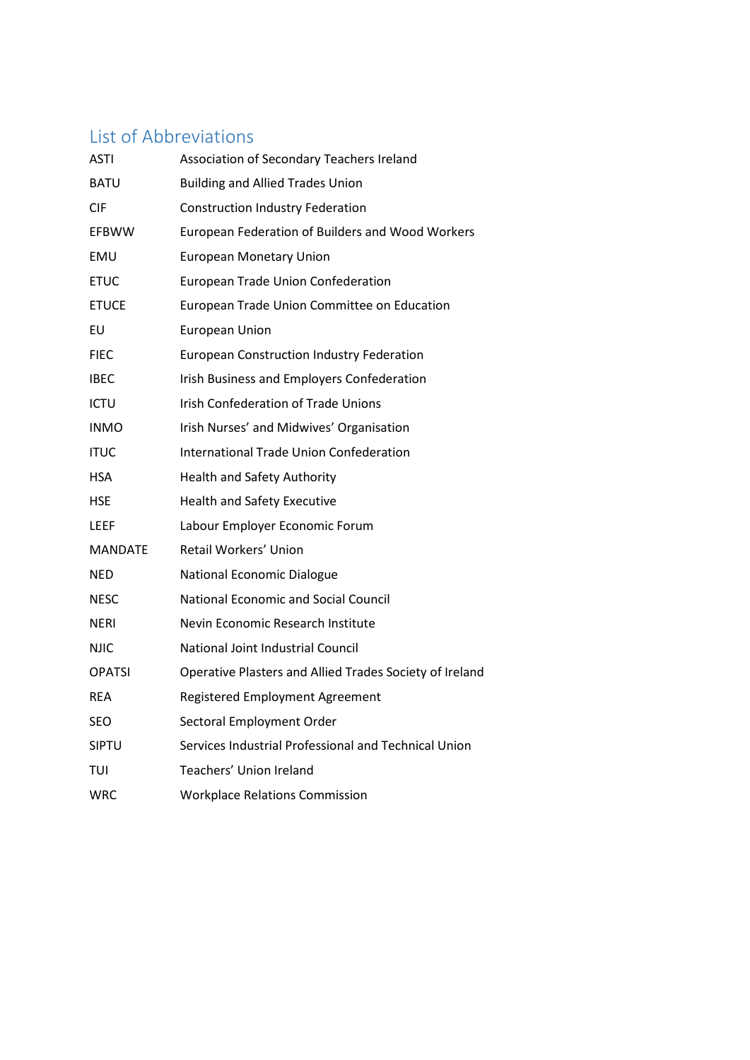## List of Abbreviations

| | |
|---|---|
| ASTI | Association of Secondary Teachers Ireland |
| BATU | Building and Allied Trades Union |
| CIF | Construction Industry Federation |
| EFBWW | European Federation of Builders and Wood Workers |
| EMU | European Monetary Union |
| ETUC | European Trade Union Confederation |
| ETUCE | European Trade Union Committee on Education |
| EU | European Union |
| FIEC | European Construction Industry Federation |
| IBEC | Irish Business and Employers Confederation |
| ICTU | Irish Confederation of Trade Unions |
| INMO | Irish Nurses' and Midwives' Organisation |
| ITUC | International Trade Union Confederation |
| HSA | Health and Safety Authority |
| HSE | Health and Safety Executive |
| LEEF | Labour Employer Economic Forum |
| MANDATE | Retail Workers' Union |
| NED | National Economic Dialogue |
| NESC | National Economic and Social Council |
| NERI | Nevin Economic Research Institute |
| NJIC | National Joint Industrial Council |
| OPATSI | Operative Plasters and Allied Trades Society of Ireland |
| REA | Registered Employment Agreement |
| SEO | Sectoral Employment Order |
| SIPTU | Services Industrial Professional and Technical Union |
| TUI | Teachers' Union Ireland |
| WRC | Workplace Relations Commission |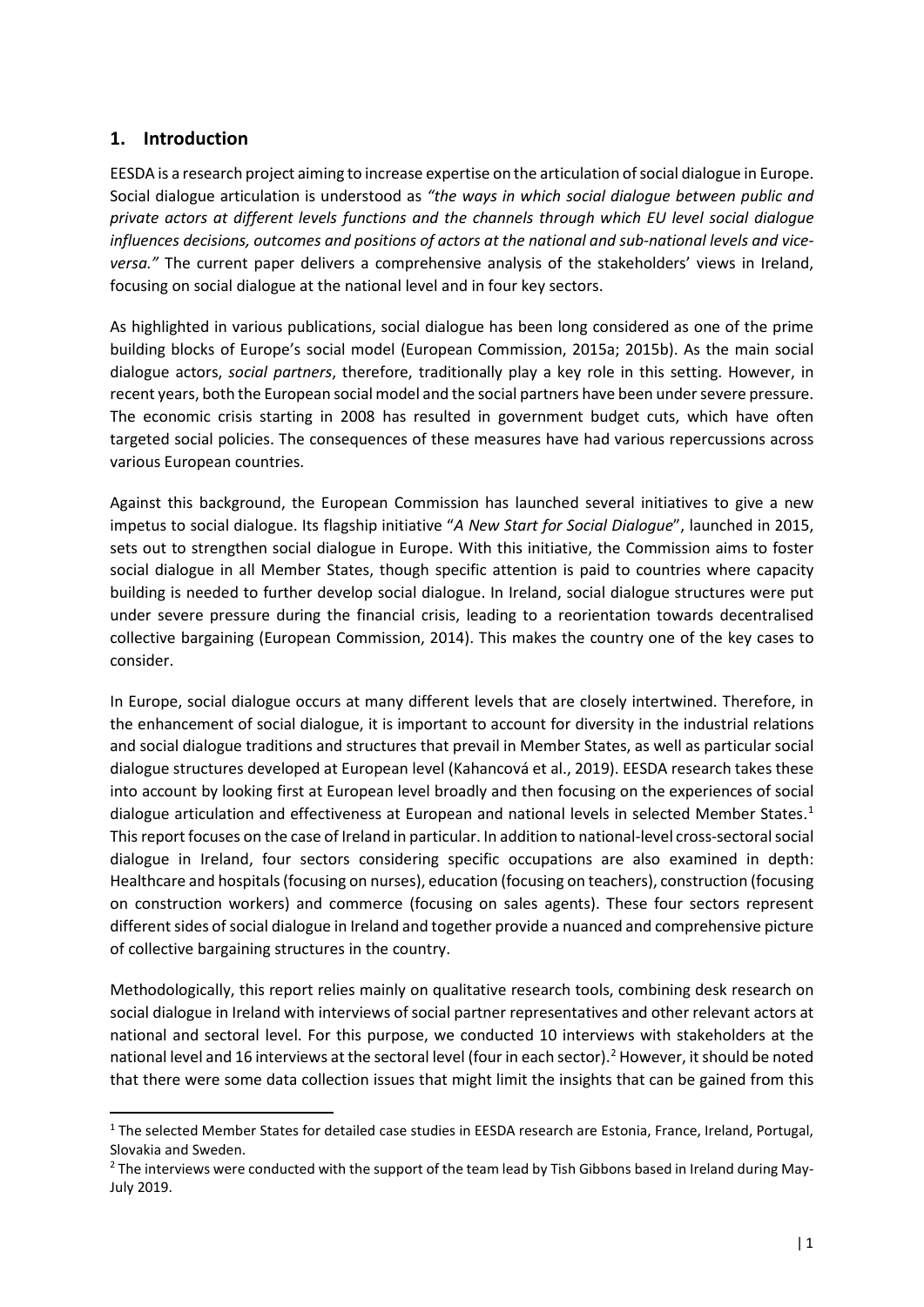## 1. Introduction

EESDA is a research project aiming to increase expertise on the articulation of social dialogue in Europe. Social dialogue articulation is understood as *"the ways in which social dialogue between public and private actors at different levels functions and the channels through which EU level social dialogue influences decisions, outcomes and positions of actors at the national and sub-national levels and vice-versa."* The current paper delivers a comprehensive analysis of the stakeholders' views in Ireland, focusing on social dialogue at the national level and in four key sectors.

As highlighted in various publications, social dialogue has been long considered as one of the prime building blocks of Europe's social model (European Commission, 2015a; 2015b). As the main social dialogue actors, *social partners*, therefore, traditionally play a key role in this setting. However, in recent years, both the European social model and the social partners have been under severe pressure. The economic crisis starting in 2008 has resulted in government budget cuts, which have often targeted social policies. The consequences of these measures have had various repercussions across various European countries.

Against this background, the European Commission has launched several initiatives to give a new impetus to social dialogue. Its flagship initiative "*A New Start for Social Dialogue*", launched in 2015, sets out to strengthen social dialogue in Europe. With this initiative, the Commission aims to foster social dialogue in all Member States, though specific attention is paid to countries where capacity building is needed to further develop social dialogue. In Ireland, social dialogue structures were put under severe pressure during the financial crisis, leading to a reorientation towards decentralised collective bargaining (European Commission, 2014). This makes the country one of the key cases to consider.

In Europe, social dialogue occurs at many different levels that are closely intertwined. Therefore, in the enhancement of social dialogue, it is important to account for diversity in the industrial relations and social dialogue traditions and structures that prevail in Member States, as well as particular social dialogue structures developed at European level (Kahancová et al., 2019). EESDA research takes these into account by looking first at European level broadly and then focusing on the experiences of social dialogue articulation and effectiveness at European and national levels in selected Member States.[1] This report focuses on the case of Ireland in particular. In addition to national-level cross-sectoral social dialogue in Ireland, four sectors considering specific occupations are also examined in depth: Healthcare and hospitals (focusing on nurses), education (focusing on teachers), construction (focusing on construction workers) and commerce (focusing on sales agents). These four sectors represent different sides of social dialogue in Ireland and together provide a nuanced and comprehensive picture of collective bargaining structures in the country.

Methodologically, this report relies mainly on qualitative research tools, combining desk research on social dialogue in Ireland with interviews of social partner representatives and other relevant actors at national and sectoral level. For this purpose, we conducted 10 interviews with stakeholders at the national level and 16 interviews at the sectoral level (four in each sector).[2] However, it should be noted that there were some data collection issues that might limit the insights that can be gained from this

[1] The selected Member States for detailed case studies in EESDA research are Estonia, France, Ireland, Portugal, Slovakia and Sweden.

[2] The interviews were conducted with the support of the team lead by Tish Gibbons based in Ireland during May-July 2019.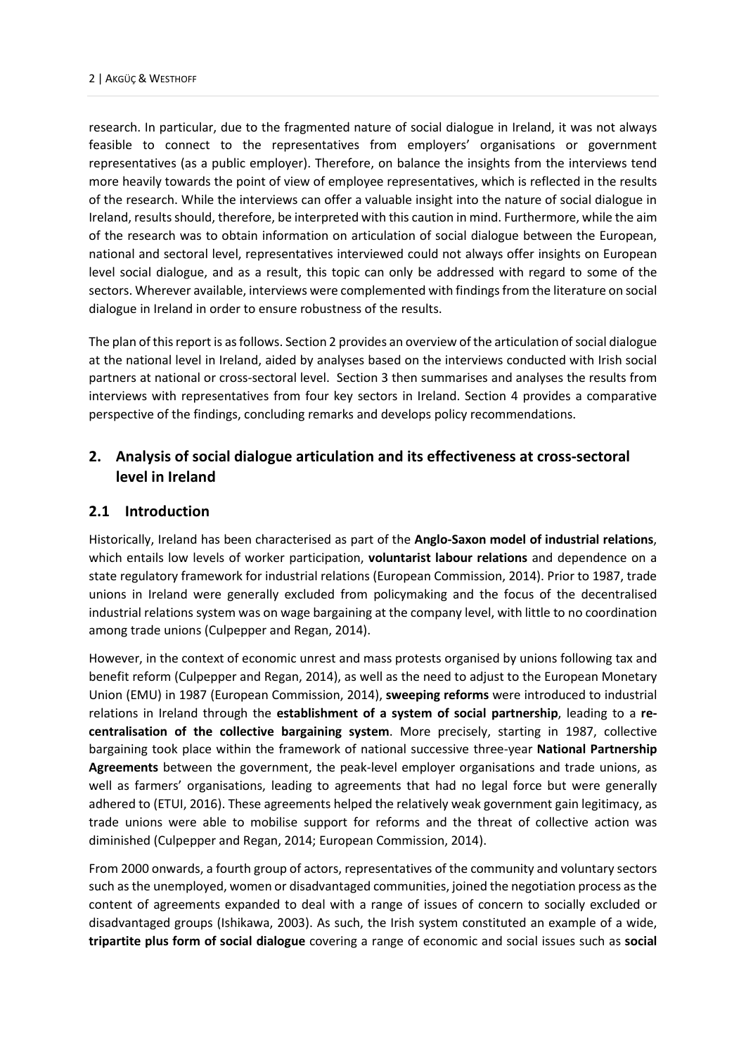research. In particular, due to the fragmented nature of social dialogue in Ireland, it was not always feasible to connect to the representatives from employers' organisations or government representatives (as a public employer). Therefore, on balance the insights from the interviews tend more heavily towards the point of view of employee representatives, which is reflected in the results of the research. While the interviews can offer a valuable insight into the nature of social dialogue in Ireland, results should, therefore, be interpreted with this caution in mind. Furthermore, while the aim of the research was to obtain information on articulation of social dialogue between the European, national and sectoral level, representatives interviewed could not always offer insights on European level social dialogue, and as a result, this topic can only be addressed with regard to some of the sectors. Wherever available, interviews were complemented with findings from the literature on social dialogue in Ireland in order to ensure robustness of the results.

The plan of this report is as follows. Section 2 provides an overview of the articulation of social dialogue at the national level in Ireland, aided by analyses based on the interviews conducted with Irish social partners at national or cross-sectoral level. Section 3 then summarises and analyses the results from interviews with representatives from four key sectors in Ireland. Section 4 provides a comparative perspective of the findings, concluding remarks and develops policy recommendations.

## 2. Analysis of social dialogue articulation and its effectiveness at cross-sectoral level in Ireland

### 2.1 Introduction

Historically, Ireland has been characterised as part of the **Anglo-Saxon model of industrial relations**, which entails low levels of worker participation, **voluntarist labour relations** and dependence on a state regulatory framework for industrial relations (European Commission, 2014). Prior to 1987, trade unions in Ireland were generally excluded from policymaking and the focus of the decentralised industrial relations system was on wage bargaining at the company level, with little to no coordination among trade unions (Culpepper and Regan, 2014).

However, in the context of economic unrest and mass protests organised by unions following tax and benefit reform (Culpepper and Regan, 2014), as well as the need to adjust to the European Monetary Union (EMU) in 1987 (European Commission, 2014), **sweeping reforms** were introduced to industrial relations in Ireland through the **establishment of a system of social partnership**, leading to a **re-centralisation of the collective bargaining system**. More precisely, starting in 1987, collective bargaining took place within the framework of national successive three-year **National Partnership Agreements** between the government, the peak-level employer organisations and trade unions, as well as farmers' organisations, leading to agreements that had no legal force but were generally adhered to (ETUI, 2016). These agreements helped the relatively weak government gain legitimacy, as trade unions were able to mobilise support for reforms and the threat of collective action was diminished (Culpepper and Regan, 2014; European Commission, 2014).

From 2000 onwards, a fourth group of actors, representatives of the community and voluntary sectors such as the unemployed, women or disadvantaged communities, joined the negotiation process as the content of agreements expanded to deal with a range of issues of concern to socially excluded or disadvantaged groups (Ishikawa, 2003). As such, the Irish system constituted an example of a wide, **tripartite plus form of social dialogue** covering a range of economic and social issues such as **social**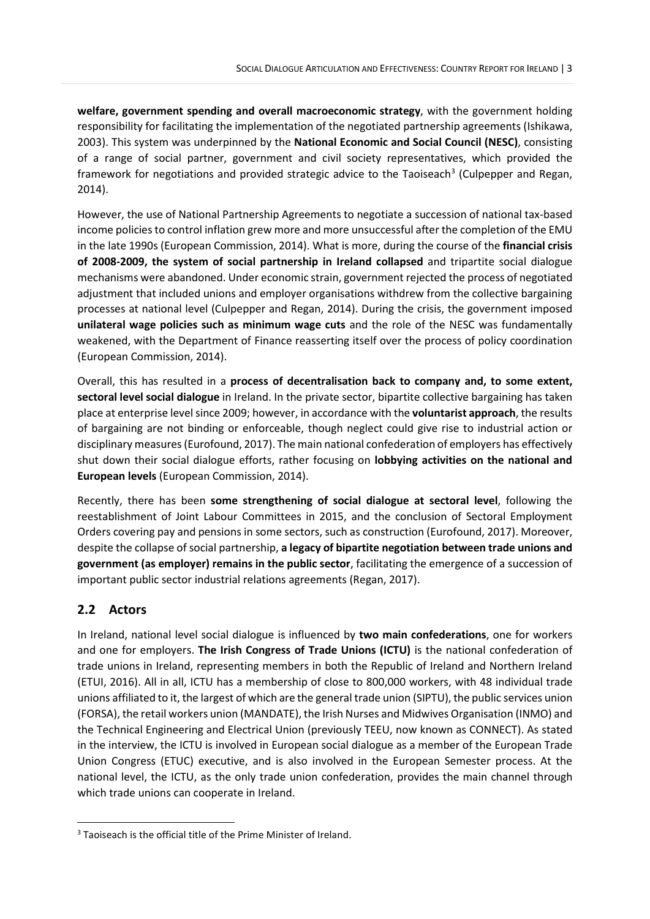**welfare, government spending and overall macroeconomic strategy**, with the government holding responsibility for facilitating the implementation of the negotiated partnership agreements (Ishikawa, 2003). This system was underpinned by the **National Economic and Social Council (NESC)**, consisting of a range of social partner, government and civil society representatives, which provided the framework for negotiations and provided strategic advice to the Taoiseach[3] (Culpepper and Regan, 2014).

However, the use of National Partnership Agreements to negotiate a succession of national tax-based income policies to control inflation grew more and more unsuccessful after the completion of the EMU in the late 1990s (European Commission, 2014). What is more, during the course of the **financial crisis of 2008-2009, the system of social partnership in Ireland collapsed** and tripartite social dialogue mechanisms were abandoned. Under economic strain, government rejected the process of negotiated adjustment that included unions and employer organisations withdrew from the collective bargaining processes at national level (Culpepper and Regan, 2014). During the crisis, the government imposed **unilateral wage policies such as minimum wage cuts** and the role of the NESC was fundamentally weakened, with the Department of Finance reasserting itself over the process of policy coordination (European Commission, 2014).

Overall, this has resulted in a **process of decentralisation back to company and, to some extent, sectoral level social dialogue** in Ireland. In the private sector, bipartite collective bargaining has taken place at enterprise level since 2009; however, in accordance with the **voluntarist approach**, the results of bargaining are not binding or enforceable, though neglect could give rise to industrial action or disciplinary measures (Eurofound, 2017). The main national confederation of employers has effectively shut down their social dialogue efforts, rather focusing on **lobbying activities on the national and European levels** (European Commission, 2014).

Recently, there has been **some strengthening of social dialogue at sectoral level**, following the reestablishment of Joint Labour Committees in 2015, and the conclusion of Sectoral Employment Orders covering pay and pensions in some sectors, such as construction (Eurofound, 2017). Moreover, despite the collapse of social partnership, **a legacy of bipartite negotiation between trade unions and government (as employer) remains in the public sector**, facilitating the emergence of a succession of important public sector industrial relations agreements (Regan, 2017).

## 2.2 Actors

In Ireland, national level social dialogue is influenced by **two main confederations**, one for workers and one for employers. **The Irish Congress of Trade Unions (ICTU)** is the national confederation of trade unions in Ireland, representing members in both the Republic of Ireland and Northern Ireland (ETUI, 2016). All in all, ICTU has a membership of close to 800,000 workers, with 48 individual trade unions affiliated to it, the largest of which are the general trade union (SIPTU), the public services union (FORSA), the retail workers union (MANDATE), the Irish Nurses and Midwives Organisation (INMO) and the Technical Engineering and Electrical Union (previously TEEU, now known as CONNECT). As stated in the interview, the ICTU is involved in European social dialogue as a member of the European Trade Union Congress (ETUC) executive, and is also involved in the European Semester process. At the national level, the ICTU, as the only trade union confederation, provides the main channel through which trade unions can cooperate in Ireland.

[3] Taoiseach is the official title of the Prime Minister of Ireland.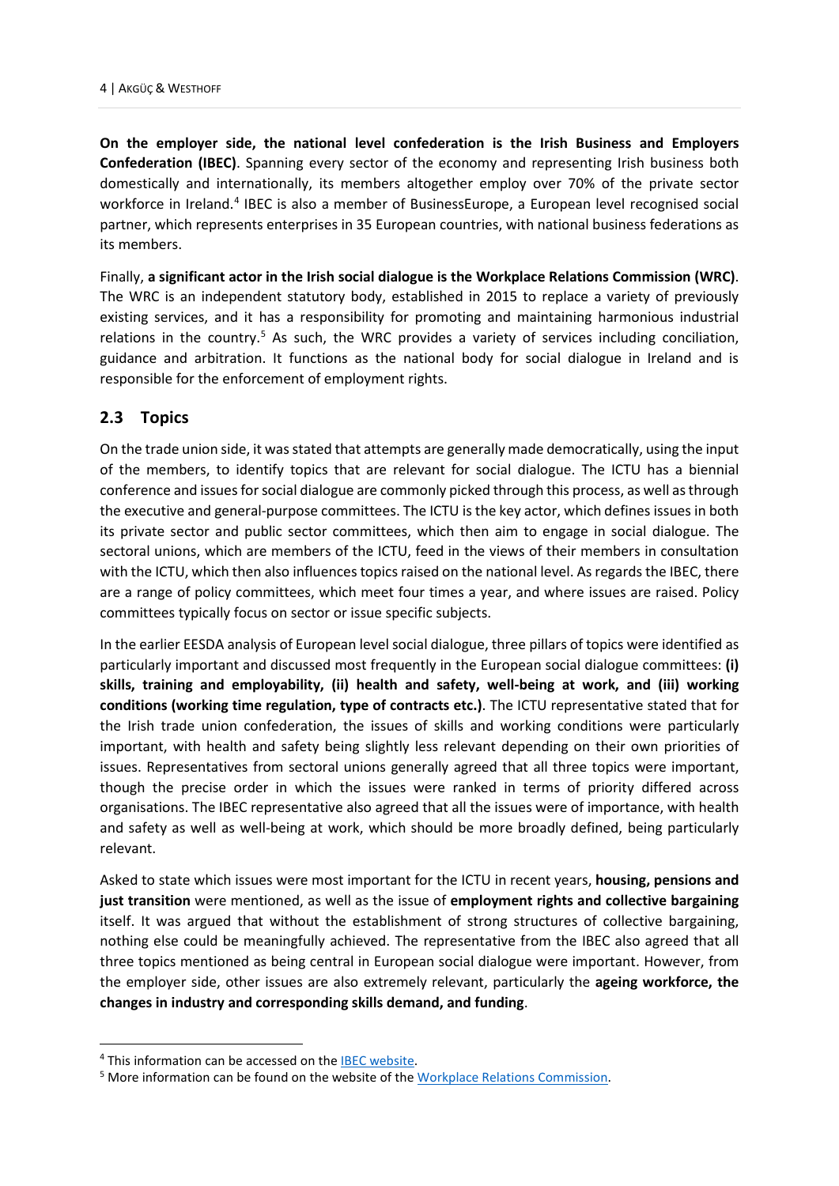**On the employer side, the national level confederation is the Irish Business and Employers Confederation (IBEC)**. Spanning every sector of the economy and representing Irish business both domestically and internationally, its members altogether employ over 70% of the private sector workforce in Ireland.[4] IBEC is also a member of BusinessEurope, a European level recognised social partner, which represents enterprises in 35 European countries, with national business federations as its members.

Finally, **a significant actor in the Irish social dialogue is the Workplace Relations Commission (WRC)**. The WRC is an independent statutory body, established in 2015 to replace a variety of previously existing services, and it has a responsibility for promoting and maintaining harmonious industrial relations in the country.[5] As such, the WRC provides a variety of services including conciliation, guidance and arbitration. It functions as the national body for social dialogue in Ireland and is responsible for the enforcement of employment rights.

## 2.3 Topics

On the trade union side, it was stated that attempts are generally made democratically, using the input of the members, to identify topics that are relevant for social dialogue. The ICTU has a biennial conference and issues for social dialogue are commonly picked through this process, as well as through the executive and general-purpose committees. The ICTU is the key actor, which defines issues in both its private sector and public sector committees, which then aim to engage in social dialogue. The sectoral unions, which are members of the ICTU, feed in the views of their members in consultation with the ICTU, which then also influences topics raised on the national level. As regards the IBEC, there are a range of policy committees, which meet four times a year, and where issues are raised. Policy committees typically focus on sector or issue specific subjects.

In the earlier EESDA analysis of European level social dialogue, three pillars of topics were identified as particularly important and discussed most frequently in the European social dialogue committees: **(i) skills, training and employability, (ii) health and safety, well-being at work, and (iii) working conditions (working time regulation, type of contracts etc.)**. The ICTU representative stated that for the Irish trade union confederation, the issues of skills and working conditions were particularly important, with health and safety being slightly less relevant depending on their own priorities of issues. Representatives from sectoral unions generally agreed that all three topics were important, though the precise order in which the issues were ranked in terms of priority differed across organisations. The IBEC representative also agreed that all the issues were of importance, with health and safety as well as well-being at work, which should be more broadly defined, being particularly relevant.

Asked to state which issues were most important for the ICTU in recent years, **housing, pensions and just transition** were mentioned, as well as the issue of **employment rights and collective bargaining** itself. It was argued that without the establishment of strong structures of collective bargaining, nothing else could be meaningfully achieved. The representative from the IBEC also agreed that all three topics mentioned as being central in European social dialogue were important. However, from the employer side, other issues are also extremely relevant, particularly the **ageing workforce, the changes in industry and corresponding skills demand, and funding**.

[4] This information can be accessed on the IBEC website.

[5] More information can be found on the website of the Workplace Relations Commission.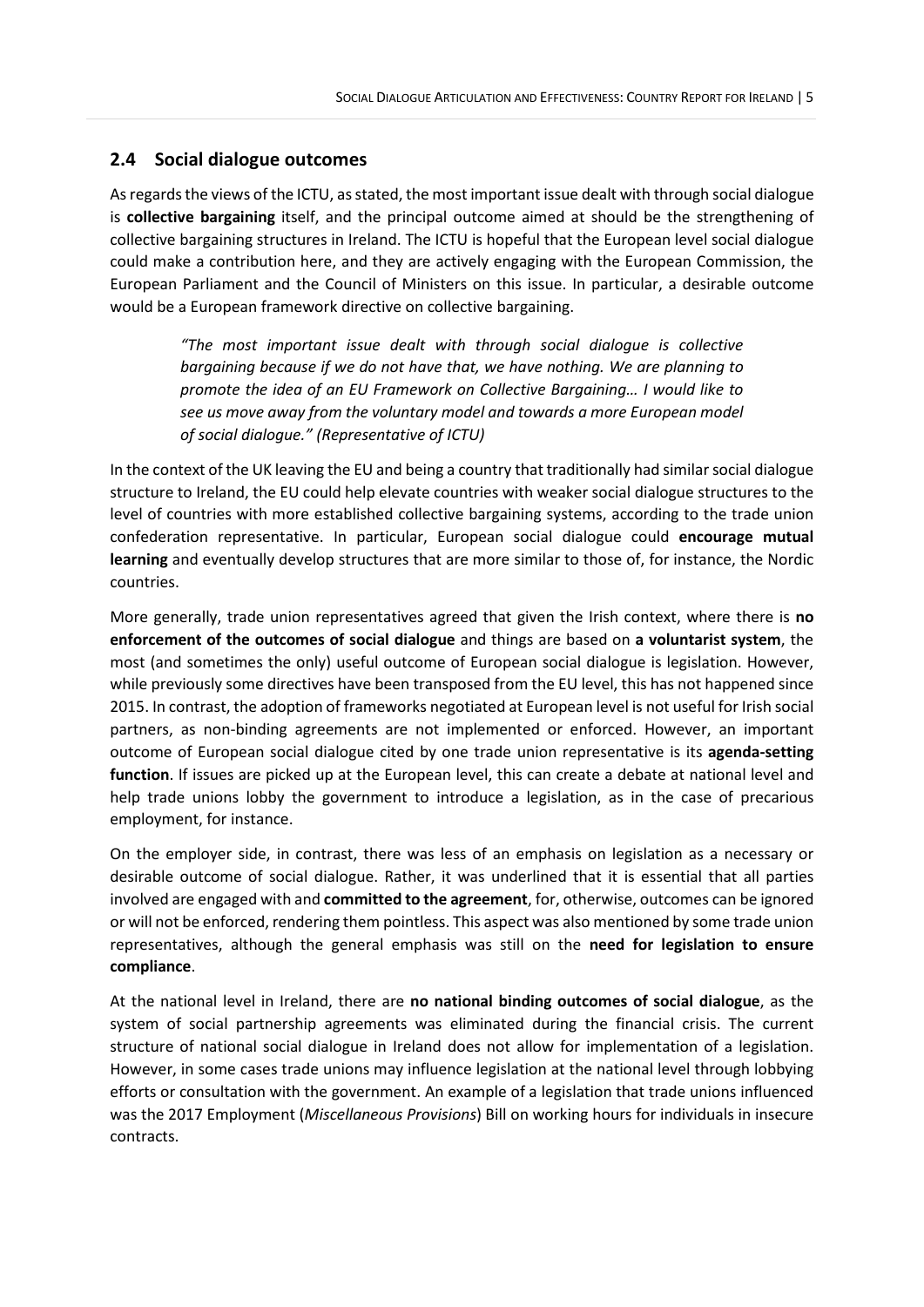## 2.4 Social dialogue outcomes

As regards the views of the ICTU, as stated, the most important issue dealt with through social dialogue is **collective bargaining** itself, and the principal outcome aimed at should be the strengthening of collective bargaining structures in Ireland. The ICTU is hopeful that the European level social dialogue could make a contribution here, and they are actively engaging with the European Commission, the European Parliament and the Council of Ministers on this issue. In particular, a desirable outcome would be a European framework directive on collective bargaining.

> *"The most important issue dealt with through social dialogue is collective bargaining because if we do not have that, we have nothing. We are planning to promote the idea of an EU Framework on Collective Bargaining… I would like to see us move away from the voluntary model and towards a more European model of social dialogue." (Representative of ICTU)*

In the context of the UK leaving the EU and being a country that traditionally had similar social dialogue structure to Ireland, the EU could help elevate countries with weaker social dialogue structures to the level of countries with more established collective bargaining systems, according to the trade union confederation representative. In particular, European social dialogue could **encourage mutual learning** and eventually develop structures that are more similar to those of, for instance, the Nordic countries.

More generally, trade union representatives agreed that given the Irish context, where there is **no enforcement of the outcomes of social dialogue** and things are based on **a voluntarist system**, the most (and sometimes the only) useful outcome of European social dialogue is legislation. However, while previously some directives have been transposed from the EU level, this has not happened since 2015. In contrast, the adoption of frameworks negotiated at European level is not useful for Irish social partners, as non-binding agreements are not implemented or enforced. However, an important outcome of European social dialogue cited by one trade union representative is its **agenda-setting function**. If issues are picked up at the European level, this can create a debate at national level and help trade unions lobby the government to introduce a legislation, as in the case of precarious employment, for instance.

On the employer side, in contrast, there was less of an emphasis on legislation as a necessary or desirable outcome of social dialogue. Rather, it was underlined that it is essential that all parties involved are engaged with and **committed to the agreement**, for, otherwise, outcomes can be ignored or will not be enforced, rendering them pointless. This aspect was also mentioned by some trade union representatives, although the general emphasis was still on the **need for legislation to ensure compliance**.

At the national level in Ireland, there are **no national binding outcomes of social dialogue**, as the system of social partnership agreements was eliminated during the financial crisis. The current structure of national social dialogue in Ireland does not allow for implementation of a legislation. However, in some cases trade unions may influence legislation at the national level through lobbying efforts or consultation with the government. An example of a legislation that trade unions influenced was the 2017 Employment (*Miscellaneous Provisions*) Bill on working hours for individuals in insecure contracts.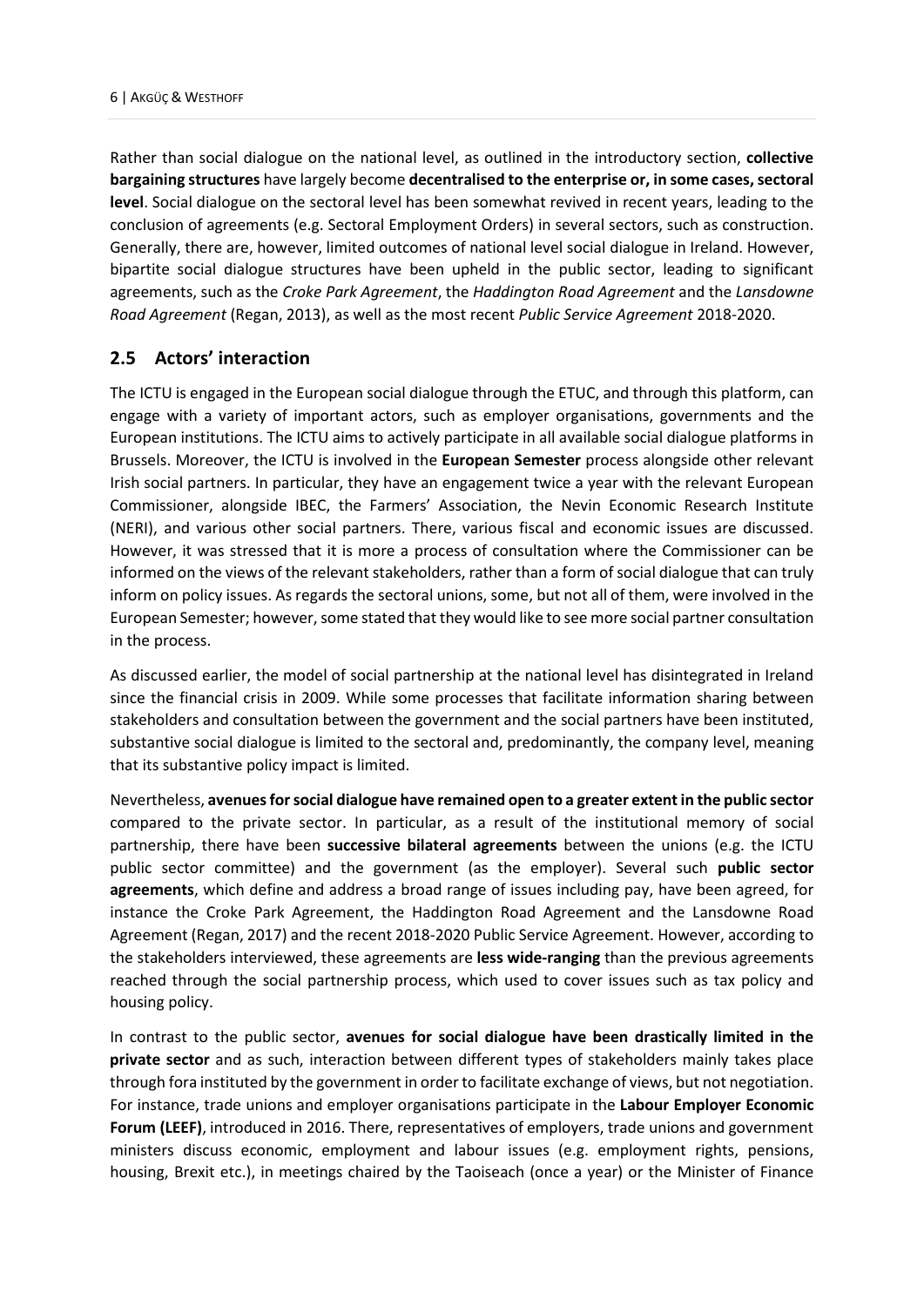Rather than social dialogue on the national level, as outlined in the introductory section, **collective bargaining structures** have largely become **decentralised to the enterprise or, in some cases, sectoral level**. Social dialogue on the sectoral level has been somewhat revived in recent years, leading to the conclusion of agreements (e.g. Sectoral Employment Orders) in several sectors, such as construction. Generally, there are, however, limited outcomes of national level social dialogue in Ireland. However, bipartite social dialogue structures have been upheld in the public sector, leading to significant agreements, such as the *Croke Park Agreement*, the *Haddington Road Agreement* and the *Lansdowne Road Agreement* (Regan, 2013), as well as the most recent *Public Service Agreement* 2018-2020.

## 2.5 Actors' interaction

The ICTU is engaged in the European social dialogue through the ETUC, and through this platform, can engage with a variety of important actors, such as employer organisations, governments and the European institutions. The ICTU aims to actively participate in all available social dialogue platforms in Brussels. Moreover, the ICTU is involved in the **European Semester** process alongside other relevant Irish social partners. In particular, they have an engagement twice a year with the relevant European Commissioner, alongside IBEC, the Farmers' Association, the Nevin Economic Research Institute (NERI), and various other social partners. There, various fiscal and economic issues are discussed. However, it was stressed that it is more a process of consultation where the Commissioner can be informed on the views of the relevant stakeholders, rather than a form of social dialogue that can truly inform on policy issues. As regards the sectoral unions, some, but not all of them, were involved in the European Semester; however, some stated that they would like to see more social partner consultation in the process.

As discussed earlier, the model of social partnership at the national level has disintegrated in Ireland since the financial crisis in 2009. While some processes that facilitate information sharing between stakeholders and consultation between the government and the social partners have been instituted, substantive social dialogue is limited to the sectoral and, predominantly, the company level, meaning that its substantive policy impact is limited.

Nevertheless, **avenues for social dialogue have remained open to a greater extent in the public sector** compared to the private sector. In particular, as a result of the institutional memory of social partnership, there have been **successive bilateral agreements** between the unions (e.g. the ICTU public sector committee) and the government (as the employer). Several such **public sector agreements**, which define and address a broad range of issues including pay, have been agreed, for instance the Croke Park Agreement, the Haddington Road Agreement and the Lansdowne Road Agreement (Regan, 2017) and the recent 2018-2020 Public Service Agreement. However, according to the stakeholders interviewed, these agreements are **less wide-ranging** than the previous agreements reached through the social partnership process, which used to cover issues such as tax policy and housing policy.

In contrast to the public sector, **avenues for social dialogue have been drastically limited in the private sector** and as such, interaction between different types of stakeholders mainly takes place through fora instituted by the government in order to facilitate exchange of views, but not negotiation. For instance, trade unions and employer organisations participate in the **Labour Employer Economic Forum (LEEF)**, introduced in 2016. There, representatives of employers, trade unions and government ministers discuss economic, employment and labour issues (e.g. employment rights, pensions, housing, Brexit etc.), in meetings chaired by the Taoiseach (once a year) or the Minister of Finance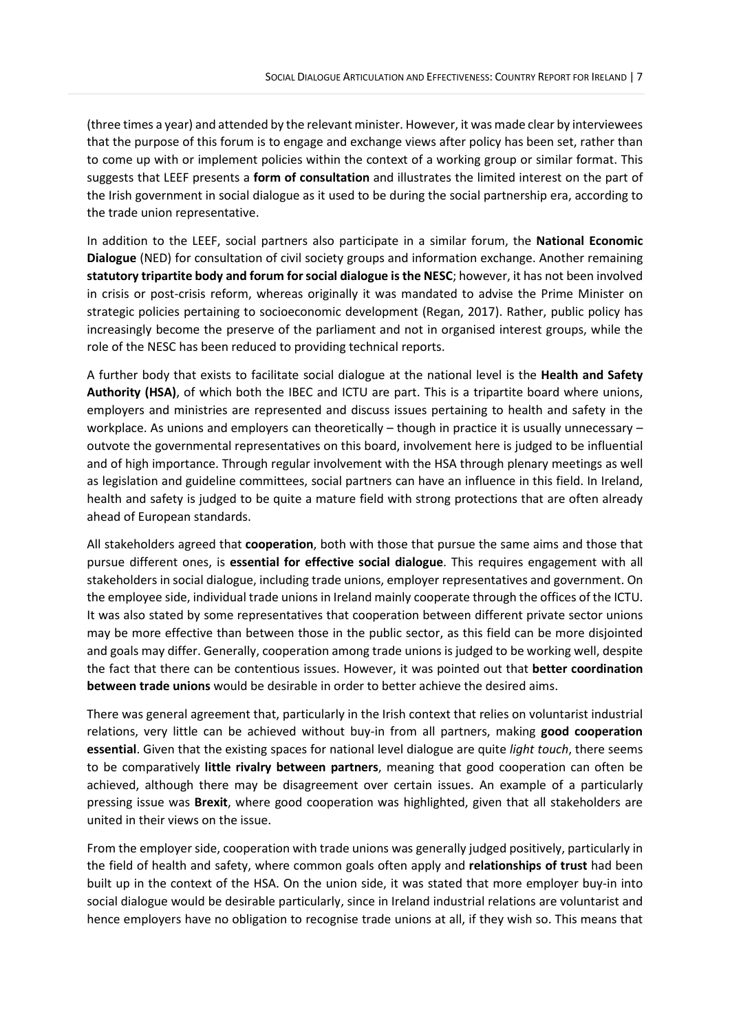(three times a year) and attended by the relevant minister. However, it was made clear by interviewees that the purpose of this forum is to engage and exchange views after policy has been set, rather than to come up with or implement policies within the context of a working group or similar format. This suggests that LEEF presents a **form of consultation** and illustrates the limited interest on the part of the Irish government in social dialogue as it used to be during the social partnership era, according to the trade union representative.

In addition to the LEEF, social partners also participate in a similar forum, the **National Economic Dialogue** (NED) for consultation of civil society groups and information exchange. Another remaining **statutory tripartite body and forum for social dialogue is the NESC**; however, it has not been involved in crisis or post-crisis reform, whereas originally it was mandated to advise the Prime Minister on strategic policies pertaining to socioeconomic development (Regan, 2017). Rather, public policy has increasingly become the preserve of the parliament and not in organised interest groups, while the role of the NESC has been reduced to providing technical reports.

A further body that exists to facilitate social dialogue at the national level is the **Health and Safety Authority (HSA)**, of which both the IBEC and ICTU are part. This is a tripartite board where unions, employers and ministries are represented and discuss issues pertaining to health and safety in the workplace. As unions and employers can theoretically – though in practice it is usually unnecessary – outvote the governmental representatives on this board, involvement here is judged to be influential and of high importance. Through regular involvement with the HSA through plenary meetings as well as legislation and guideline committees, social partners can have an influence in this field. In Ireland, health and safety is judged to be quite a mature field with strong protections that are often already ahead of European standards.

All stakeholders agreed that **cooperation**, both with those that pursue the same aims and those that pursue different ones, is **essential for effective social dialogue**. This requires engagement with all stakeholders in social dialogue, including trade unions, employer representatives and government. On the employee side, individual trade unions in Ireland mainly cooperate through the offices of the ICTU. It was also stated by some representatives that cooperation between different private sector unions may be more effective than between those in the public sector, as this field can be more disjointed and goals may differ. Generally, cooperation among trade unions is judged to be working well, despite the fact that there can be contentious issues. However, it was pointed out that **better coordination between trade unions** would be desirable in order to better achieve the desired aims.

There was general agreement that, particularly in the Irish context that relies on voluntarist industrial relations, very little can be achieved without buy-in from all partners, making **good cooperation essential**. Given that the existing spaces for national level dialogue are quite *light touch*, there seems to be comparatively **little rivalry between partners**, meaning that good cooperation can often be achieved, although there may be disagreement over certain issues. An example of a particularly pressing issue was **Brexit**, where good cooperation was highlighted, given that all stakeholders are united in their views on the issue.

From the employer side, cooperation with trade unions was generally judged positively, particularly in the field of health and safety, where common goals often apply and **relationships of trust** had been built up in the context of the HSA. On the union side, it was stated that more employer buy-in into social dialogue would be desirable particularly, since in Ireland industrial relations are voluntarist and hence employers have no obligation to recognise trade unions at all, if they wish so. This means that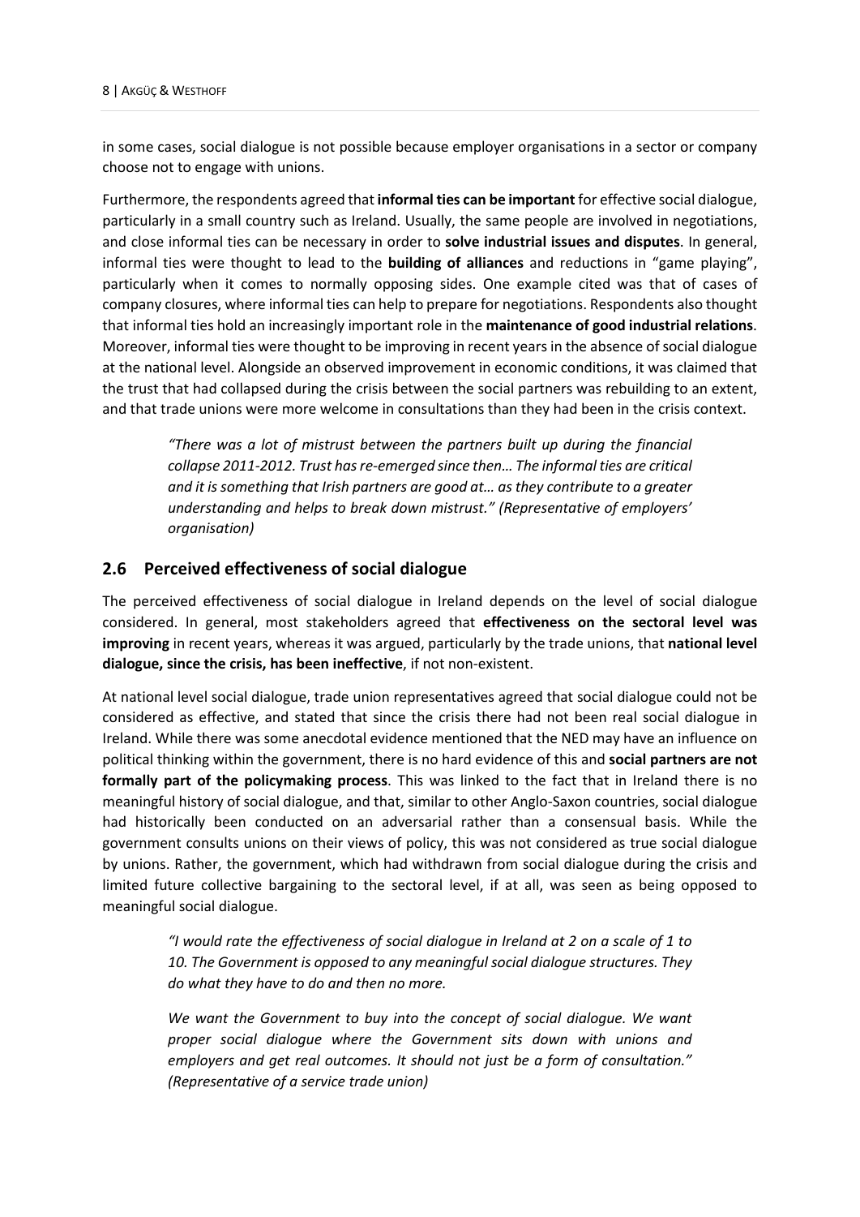in some cases, social dialogue is not possible because employer organisations in a sector or company choose not to engage with unions.

Furthermore, the respondents agreed that **informal ties can be important** for effective social dialogue, particularly in a small country such as Ireland. Usually, the same people are involved in negotiations, and close informal ties can be necessary in order to **solve industrial issues and disputes**. In general, informal ties were thought to lead to the **building of alliances** and reductions in "game playing", particularly when it comes to normally opposing sides. One example cited was that of cases of company closures, where informal ties can help to prepare for negotiations. Respondents also thought that informal ties hold an increasingly important role in the **maintenance of good industrial relations**. Moreover, informal ties were thought to be improving in recent years in the absence of social dialogue at the national level. Alongside an observed improvement in economic conditions, it was claimed that the trust that had collapsed during the crisis between the social partners was rebuilding to an extent, and that trade unions were more welcome in consultations than they had been in the crisis context.

> *"There was a lot of mistrust between the partners built up during the financial collapse 2011-2012. Trust has re-emerged since then… The informal ties are critical and it is something that Irish partners are good at… as they contribute to a greater understanding and helps to break down mistrust." (Representative of employers' organisation)*

## 2.6 Perceived effectiveness of social dialogue

The perceived effectiveness of social dialogue in Ireland depends on the level of social dialogue considered. In general, most stakeholders agreed that **effectiveness on the sectoral level was improving** in recent years, whereas it was argued, particularly by the trade unions, that **national level dialogue, since the crisis, has been ineffective**, if not non-existent.

At national level social dialogue, trade union representatives agreed that social dialogue could not be considered as effective, and stated that since the crisis there had not been real social dialogue in Ireland. While there was some anecdotal evidence mentioned that the NED may have an influence on political thinking within the government, there is no hard evidence of this and **social partners are not formally part of the policymaking process**. This was linked to the fact that in Ireland there is no meaningful history of social dialogue, and that, similar to other Anglo-Saxon countries, social dialogue had historically been conducted on an adversarial rather than a consensual basis. While the government consults unions on their views of policy, this was not considered as true social dialogue by unions. Rather, the government, which had withdrawn from social dialogue during the crisis and limited future collective bargaining to the sectoral level, if at all, was seen as being opposed to meaningful social dialogue.

> *"I would rate the effectiveness of social dialogue in Ireland at 2 on a scale of 1 to 10. The Government is opposed to any meaningful social dialogue structures. They do what they have to do and then no more.*
>
> *We want the Government to buy into the concept of social dialogue. We want proper social dialogue where the Government sits down with unions and employers and get real outcomes. It should not just be a form of consultation." (Representative of a service trade union)*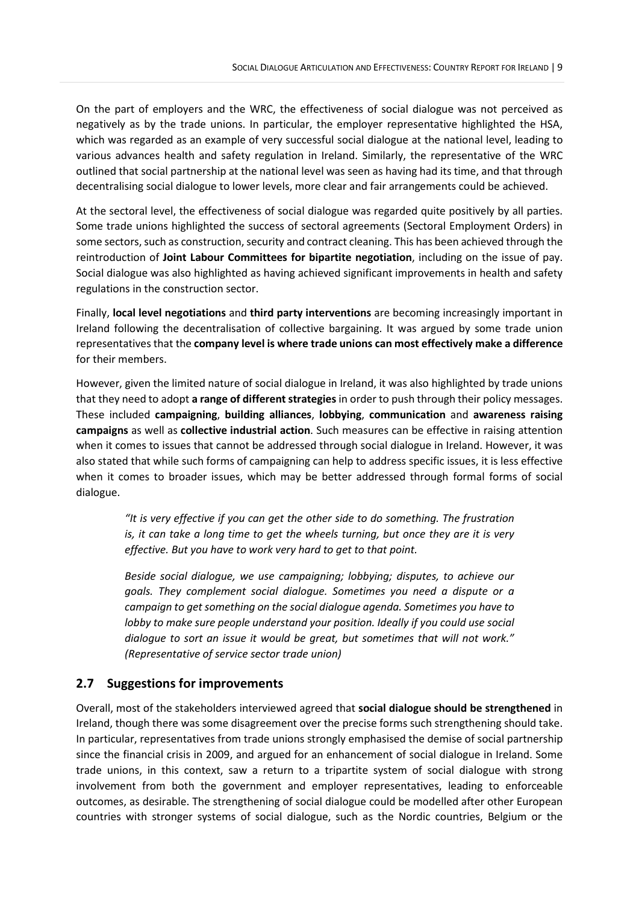On the part of employers and the WRC, the effectiveness of social dialogue was not perceived as negatively as by the trade unions. In particular, the employer representative highlighted the HSA, which was regarded as an example of very successful social dialogue at the national level, leading to various advances health and safety regulation in Ireland. Similarly, the representative of the WRC outlined that social partnership at the national level was seen as having had its time, and that through decentralising social dialogue to lower levels, more clear and fair arrangements could be achieved.

At the sectoral level, the effectiveness of social dialogue was regarded quite positively by all parties. Some trade unions highlighted the success of sectoral agreements (Sectoral Employment Orders) in some sectors, such as construction, security and contract cleaning. This has been achieved through the reintroduction of **Joint Labour Committees for bipartite negotiation**, including on the issue of pay. Social dialogue was also highlighted as having achieved significant improvements in health and safety regulations in the construction sector.

Finally, **local level negotiations** and **third party interventions** are becoming increasingly important in Ireland following the decentralisation of collective bargaining. It was argued by some trade union representatives that the **company level is where trade unions can most effectively make a difference** for their members.

However, given the limited nature of social dialogue in Ireland, it was also highlighted by trade unions that they need to adopt **a range of different strategies** in order to push through their policy messages. These included **campaigning**, **building alliances**, **lobbying**, **communication** and **awareness raising campaigns** as well as **collective industrial action**. Such measures can be effective in raising attention when it comes to issues that cannot be addressed through social dialogue in Ireland. However, it was also stated that while such forms of campaigning can help to address specific issues, it is less effective when it comes to broader issues, which may be better addressed through formal forms of social dialogue.

> *"It is very effective if you can get the other side to do something. The frustration is, it can take a long time to get the wheels turning, but once they are it is very effective. But you have to work very hard to get to that point.*
>
> *Beside social dialogue, we use campaigning; lobbying; disputes, to achieve our goals. They complement social dialogue. Sometimes you need a dispute or a campaign to get something on the social dialogue agenda. Sometimes you have to lobby to make sure people understand your position. Ideally if you could use social dialogue to sort an issue it would be great, but sometimes that will not work." (Representative of service sector trade union)*

## 2.7 Suggestions for improvements

Overall, most of the stakeholders interviewed agreed that **social dialogue should be strengthened** in Ireland, though there was some disagreement over the precise forms such strengthening should take. In particular, representatives from trade unions strongly emphasised the demise of social partnership since the financial crisis in 2009, and argued for an enhancement of social dialogue in Ireland. Some trade unions, in this context, saw a return to a tripartite system of social dialogue with strong involvement from both the government and employer representatives, leading to enforceable outcomes, as desirable. The strengthening of social dialogue could be modelled after other European countries with stronger systems of social dialogue, such as the Nordic countries, Belgium or the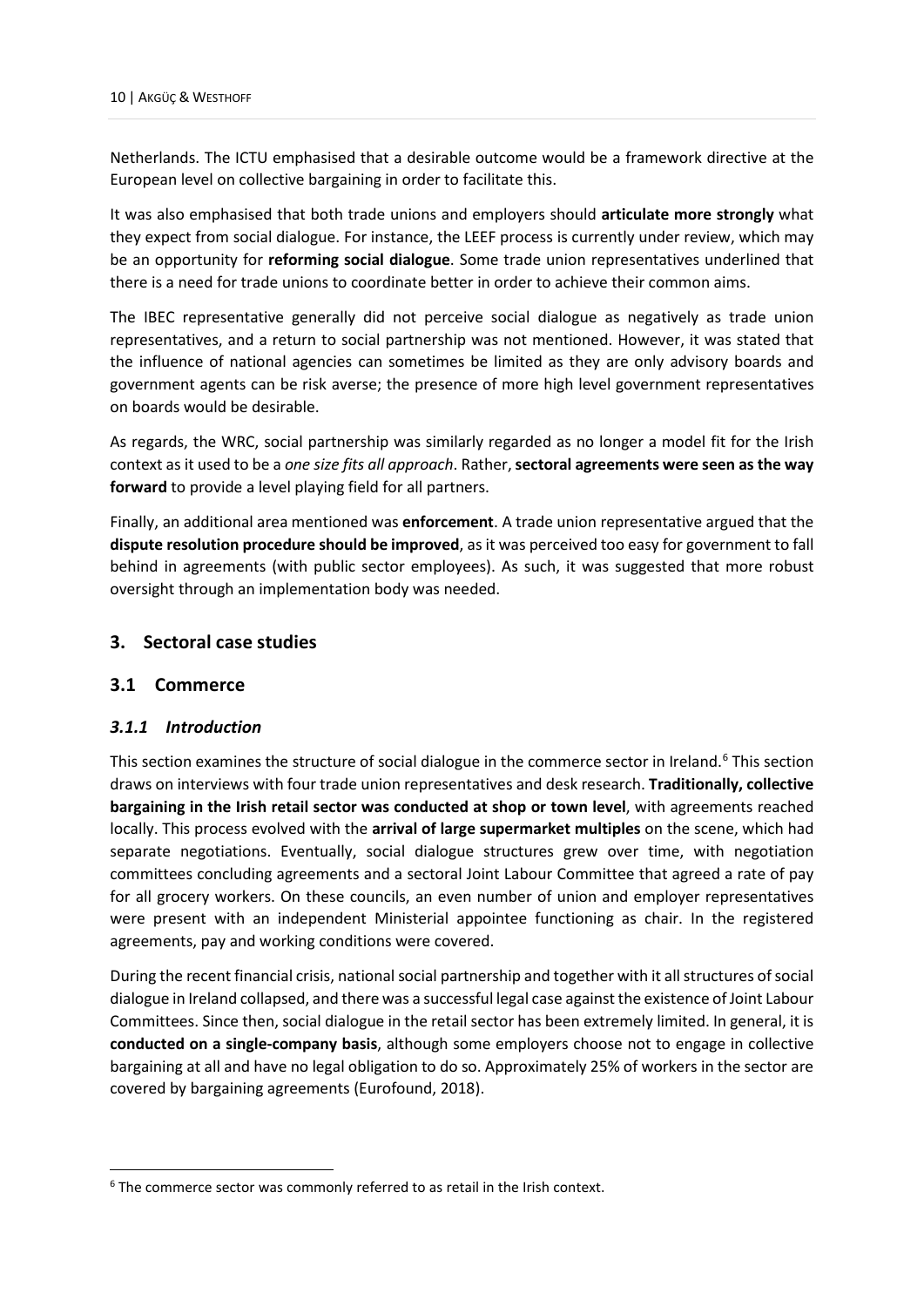Netherlands. The ICTU emphasised that a desirable outcome would be a framework directive at the European level on collective bargaining in order to facilitate this.

It was also emphasised that both trade unions and employers should **articulate more strongly** what they expect from social dialogue. For instance, the LEEF process is currently under review, which may be an opportunity for **reforming social dialogue**. Some trade union representatives underlined that there is a need for trade unions to coordinate better in order to achieve their common aims.

The IBEC representative generally did not perceive social dialogue as negatively as trade union representatives, and a return to social partnership was not mentioned. However, it was stated that the influence of national agencies can sometimes be limited as they are only advisory boards and government agents can be risk averse; the presence of more high level government representatives on boards would be desirable.

As regards, the WRC, social partnership was similarly regarded as no longer a model fit for the Irish context as it used to be a *one size fits all approach*. Rather, **sectoral agreements were seen as the way forward** to provide a level playing field for all partners.

Finally, an additional area mentioned was **enforcement**. A trade union representative argued that the **dispute resolution procedure should be improved**, as it was perceived too easy for government to fall behind in agreements (with public sector employees). As such, it was suggested that more robust oversight through an implementation body was needed.

## 3. Sectoral case studies

### 3.1 Commerce

#### *3.1.1 Introduction*

This section examines the structure of social dialogue in the commerce sector in Ireland.[6] This section draws on interviews with four trade union representatives and desk research. **Traditionally, collective bargaining in the Irish retail sector was conducted at shop or town level**, with agreements reached locally. This process evolved with the **arrival of large supermarket multiples** on the scene, which had separate negotiations. Eventually, social dialogue structures grew over time, with negotiation committees concluding agreements and a sectoral Joint Labour Committee that agreed a rate of pay for all grocery workers. On these councils, an even number of union and employer representatives were present with an independent Ministerial appointee functioning as chair. In the registered agreements, pay and working conditions were covered.

During the recent financial crisis, national social partnership and together with it all structures of social dialogue in Ireland collapsed, and there was a successful legal case against the existence of Joint Labour Committees. Since then, social dialogue in the retail sector has been extremely limited. In general, it is **conducted on a single-company basis**, although some employers choose not to engage in collective bargaining at all and have no legal obligation to do so. Approximately 25% of workers in the sector are covered by bargaining agreements (Eurofound, 2018).

[6] The commerce sector was commonly referred to as retail in the Irish context.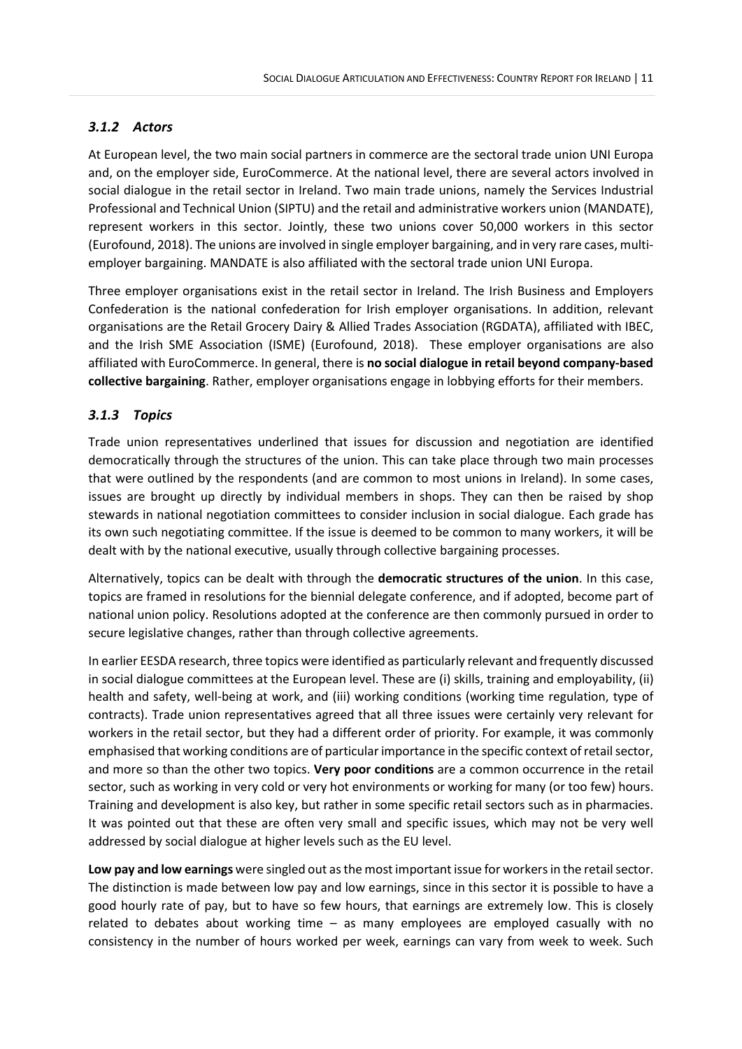### *3.1.2 Actors*

At European level, the two main social partners in commerce are the sectoral trade union UNI Europa and, on the employer side, EuroCommerce. At the national level, there are several actors involved in social dialogue in the retail sector in Ireland. Two main trade unions, namely the Services Industrial Professional and Technical Union (SIPTU) and the retail and administrative workers union (MANDATE), represent workers in this sector. Jointly, these two unions cover 50,000 workers in this sector (Eurofound, 2018). The unions are involved in single employer bargaining, and in very rare cases, multi-employer bargaining. MANDATE is also affiliated with the sectoral trade union UNI Europa.

Three employer organisations exist in the retail sector in Ireland. The Irish Business and Employers Confederation is the national confederation for Irish employer organisations. In addition, relevant organisations are the Retail Grocery Dairy & Allied Trades Association (RGDATA), affiliated with IBEC, and the Irish SME Association (ISME) (Eurofound, 2018). These employer organisations are also affiliated with EuroCommerce. In general, there is **no social dialogue in retail beyond company-based collective bargaining**. Rather, employer organisations engage in lobbying efforts for their members.

### *3.1.3 Topics*

Trade union representatives underlined that issues for discussion and negotiation are identified democratically through the structures of the union. This can take place through two main processes that were outlined by the respondents (and are common to most unions in Ireland). In some cases, issues are brought up directly by individual members in shops. They can then be raised by shop stewards in national negotiation committees to consider inclusion in social dialogue. Each grade has its own such negotiating committee. If the issue is deemed to be common to many workers, it will be dealt with by the national executive, usually through collective bargaining processes.

Alternatively, topics can be dealt with through the **democratic structures of the union**. In this case, topics are framed in resolutions for the biennial delegate conference, and if adopted, become part of national union policy. Resolutions adopted at the conference are then commonly pursued in order to secure legislative changes, rather than through collective agreements.

In earlier EESDA research, three topics were identified as particularly relevant and frequently discussed in social dialogue committees at the European level. These are (i) skills, training and employability, (ii) health and safety, well-being at work, and (iii) working conditions (working time regulation, type of contracts). Trade union representatives agreed that all three issues were certainly very relevant for workers in the retail sector, but they had a different order of priority. For example, it was commonly emphasised that working conditions are of particular importance in the specific context of retail sector, and more so than the other two topics. **Very poor conditions** are a common occurrence in the retail sector, such as working in very cold or very hot environments or working for many (or too few) hours. Training and development is also key, but rather in some specific retail sectors such as in pharmacies. It was pointed out that these are often very small and specific issues, which may not be very well addressed by social dialogue at higher levels such as the EU level.

**Low pay and low earnings** were singled out as the most important issue for workers in the retail sector. The distinction is made between low pay and low earnings, since in this sector it is possible to have a good hourly rate of pay, but to have so few hours, that earnings are extremely low. This is closely related to debates about working time – as many employees are employed casually with no consistency in the number of hours worked per week, earnings can vary from week to week. Such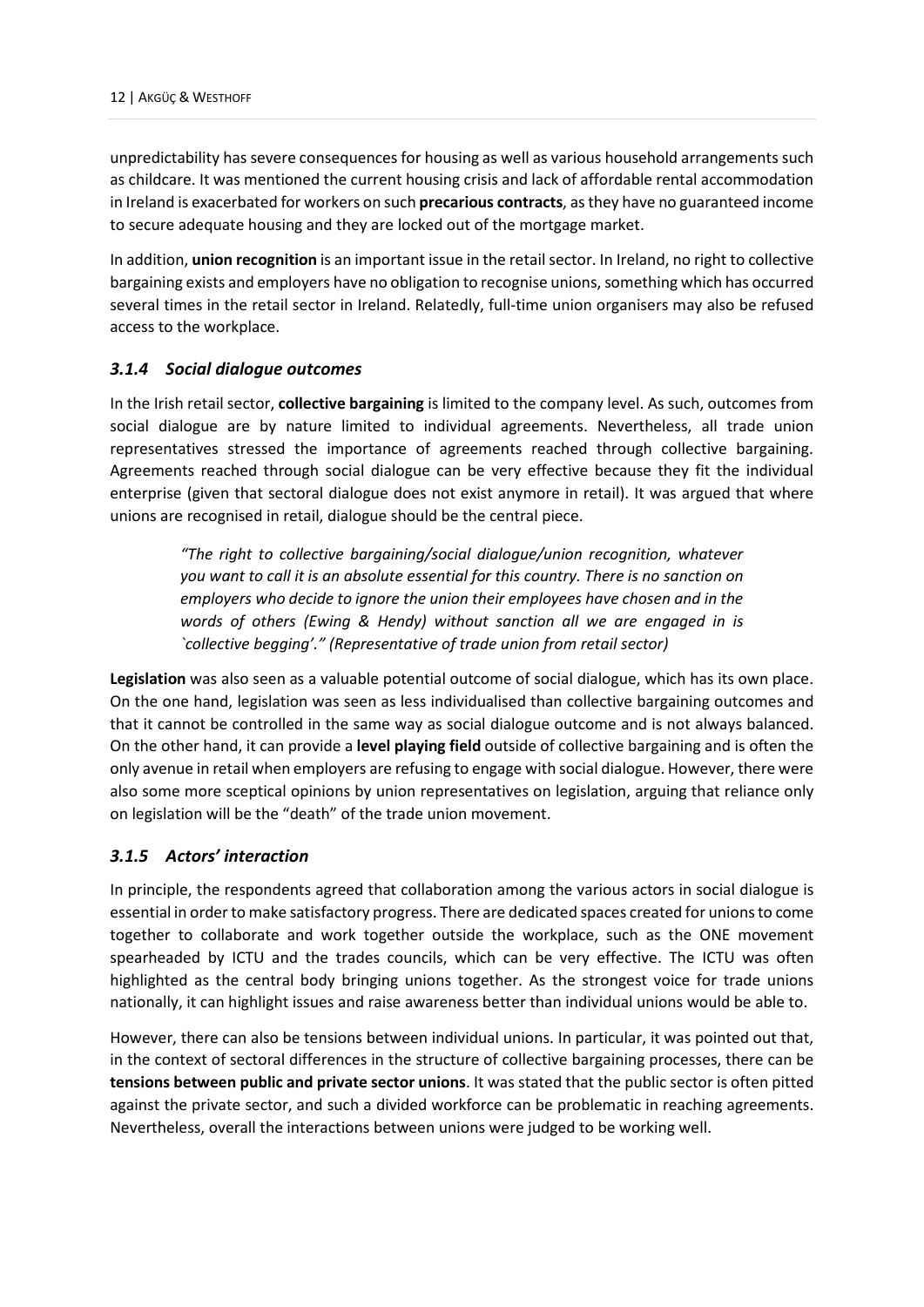unpredictability has severe consequences for housing as well as various household arrangements such as childcare. It was mentioned the current housing crisis and lack of affordable rental accommodation in Ireland is exacerbated for workers on such **precarious contracts**, as they have no guaranteed income to secure adequate housing and they are locked out of the mortgage market.

In addition, **union recognition** is an important issue in the retail sector. In Ireland, no right to collective bargaining exists and employers have no obligation to recognise unions, something which has occurred several times in the retail sector in Ireland. Relatedly, full-time union organisers may also be refused access to the workplace.

### *3.1.4 Social dialogue outcomes*

In the Irish retail sector, **collective bargaining** is limited to the company level. As such, outcomes from social dialogue are by nature limited to individual agreements. Nevertheless, all trade union representatives stressed the importance of agreements reached through collective bargaining. Agreements reached through social dialogue can be very effective because they fit the individual enterprise (given that sectoral dialogue does not exist anymore in retail). It was argued that where unions are recognised in retail, dialogue should be the central piece.

> *"The right to collective bargaining/social dialogue/union recognition, whatever you want to call it is an absolute essential for this country. There is no sanction on employers who decide to ignore the union their employees have chosen and in the words of others (Ewing & Hendy) without sanction all we are engaged in is `collective begging'." (Representative of trade union from retail sector)*

**Legislation** was also seen as a valuable potential outcome of social dialogue, which has its own place. On the one hand, legislation was seen as less individualised than collective bargaining outcomes and that it cannot be controlled in the same way as social dialogue outcome and is not always balanced. On the other hand, it can provide a **level playing field** outside of collective bargaining and is often the only avenue in retail when employers are refusing to engage with social dialogue. However, there were also some more sceptical opinions by union representatives on legislation, arguing that reliance only on legislation will be the "death" of the trade union movement.

### *3.1.5 Actors' interaction*

In principle, the respondents agreed that collaboration among the various actors in social dialogue is essential in order to make satisfactory progress. There are dedicated spaces created for unions to come together to collaborate and work together outside the workplace, such as the ONE movement spearheaded by ICTU and the trades councils, which can be very effective. The ICTU was often highlighted as the central body bringing unions together. As the strongest voice for trade unions nationally, it can highlight issues and raise awareness better than individual unions would be able to.

However, there can also be tensions between individual unions. In particular, it was pointed out that, in the context of sectoral differences in the structure of collective bargaining processes, there can be **tensions between public and private sector unions**. It was stated that the public sector is often pitted against the private sector, and such a divided workforce can be problematic in reaching agreements. Nevertheless, overall the interactions between unions were judged to be working well.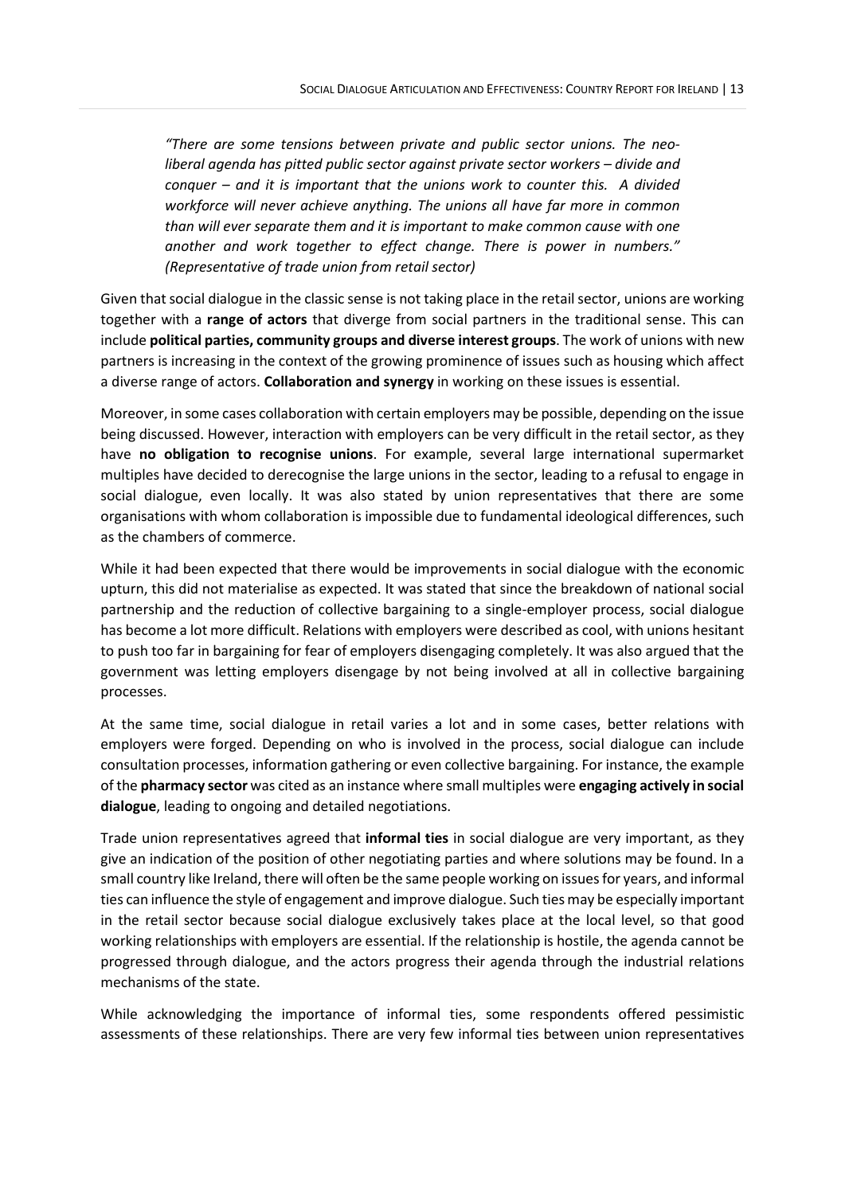> *"There are some tensions between private and public sector unions. The neo-liberal agenda has pitted public sector against private sector workers – divide and conquer – and it is important that the unions work to counter this. A divided workforce will never achieve anything. The unions all have far more in common than will ever separate them and it is important to make common cause with one another and work together to effect change. There is power in numbers." (Representative of trade union from retail sector)*

Given that social dialogue in the classic sense is not taking place in the retail sector, unions are working together with a **range of actors** that diverge from social partners in the traditional sense. This can include **political parties, community groups and diverse interest groups**. The work of unions with new partners is increasing in the context of the growing prominence of issues such as housing which affect a diverse range of actors. **Collaboration and synergy** in working on these issues is essential.

Moreover, in some cases collaboration with certain employers may be possible, depending on the issue being discussed. However, interaction with employers can be very difficult in the retail sector, as they have **no obligation to recognise unions**. For example, several large international supermarket multiples have decided to derecognise the large unions in the sector, leading to a refusal to engage in social dialogue, even locally. It was also stated by union representatives that there are some organisations with whom collaboration is impossible due to fundamental ideological differences, such as the chambers of commerce.

While it had been expected that there would be improvements in social dialogue with the economic upturn, this did not materialise as expected. It was stated that since the breakdown of national social partnership and the reduction of collective bargaining to a single-employer process, social dialogue has become a lot more difficult. Relations with employers were described as cool, with unions hesitant to push too far in bargaining for fear of employers disengaging completely. It was also argued that the government was letting employers disengage by not being involved at all in collective bargaining processes.

At the same time, social dialogue in retail varies a lot and in some cases, better relations with employers were forged. Depending on who is involved in the process, social dialogue can include consultation processes, information gathering or even collective bargaining. For instance, the example of the **pharmacy sector** was cited as an instance where small multiples were **engaging actively in social dialogue**, leading to ongoing and detailed negotiations.

Trade union representatives agreed that **informal ties** in social dialogue are very important, as they give an indication of the position of other negotiating parties and where solutions may be found. In a small country like Ireland, there will often be the same people working on issues for years, and informal ties can influence the style of engagement and improve dialogue. Such ties may be especially important in the retail sector because social dialogue exclusively takes place at the local level, so that good working relationships with employers are essential. If the relationship is hostile, the agenda cannot be progressed through dialogue, and the actors progress their agenda through the industrial relations mechanisms of the state.

While acknowledging the importance of informal ties, some respondents offered pessimistic assessments of these relationships. There are very few informal ties between union representatives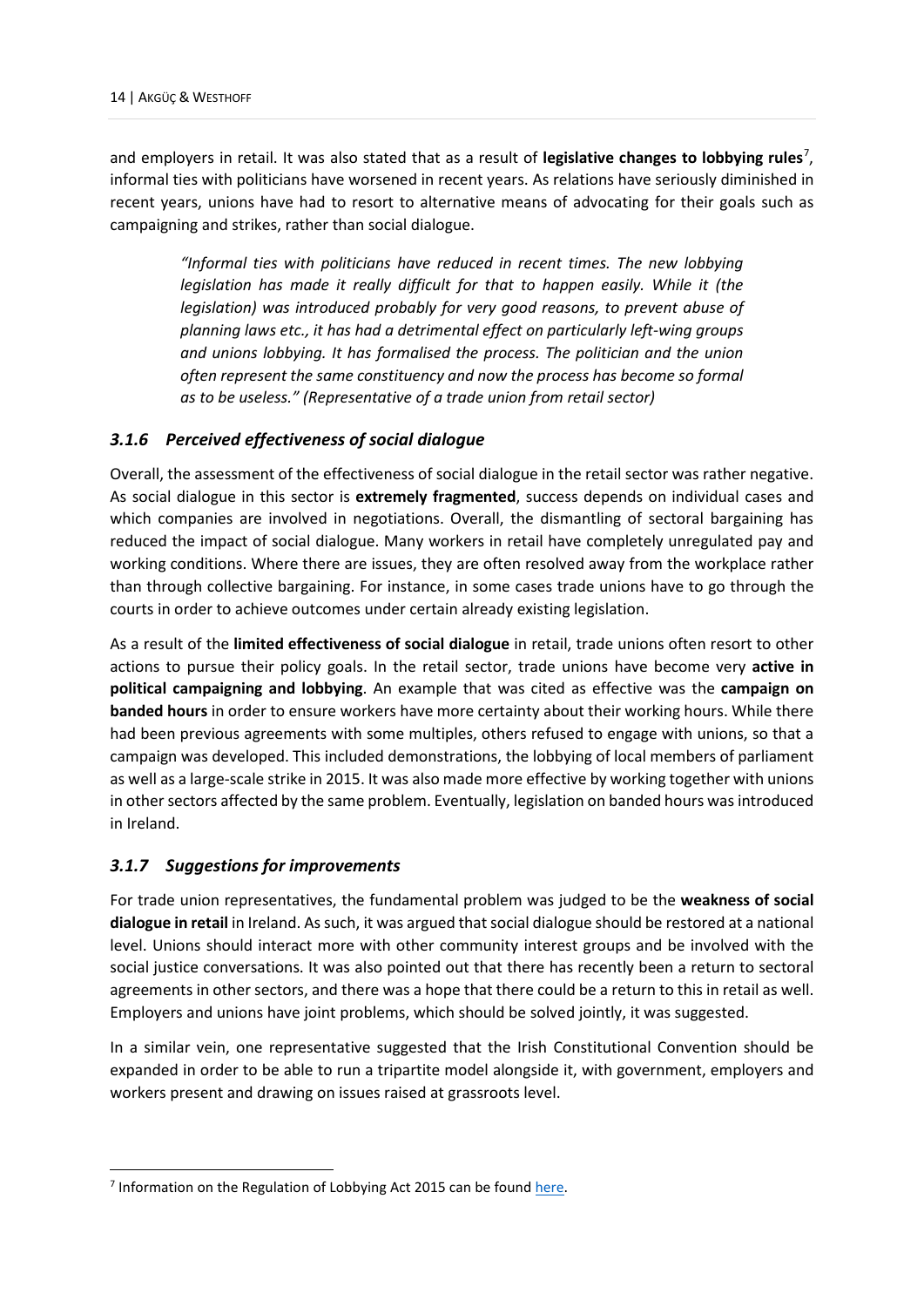and employers in retail. It was also stated that as a result of **legislative changes to lobbying rules**[7], informal ties with politicians have worsened in recent years. As relations have seriously diminished in recent years, unions have had to resort to alternative means of advocating for their goals such as campaigning and strikes, rather than social dialogue.

> *"Informal ties with politicians have reduced in recent times. The new lobbying legislation has made it really difficult for that to happen easily. While it (the legislation) was introduced probably for very good reasons, to prevent abuse of planning laws etc., it has had a detrimental effect on particularly left-wing groups and unions lobbying. It has formalised the process. The politician and the union often represent the same constituency and now the process has become so formal as to be useless." (Representative of a trade union from retail sector)*

### *3.1.6 Perceived effectiveness of social dialogue*

Overall, the assessment of the effectiveness of social dialogue in the retail sector was rather negative. As social dialogue in this sector is **extremely fragmented**, success depends on individual cases and which companies are involved in negotiations. Overall, the dismantling of sectoral bargaining has reduced the impact of social dialogue. Many workers in retail have completely unregulated pay and working conditions. Where there are issues, they are often resolved away from the workplace rather than through collective bargaining. For instance, in some cases trade unions have to go through the courts in order to achieve outcomes under certain already existing legislation.

As a result of the **limited effectiveness of social dialogue** in retail, trade unions often resort to other actions to pursue their policy goals. In the retail sector, trade unions have become very **active in political campaigning and lobbying**. An example that was cited as effective was the **campaign on banded hours** in order to ensure workers have more certainty about their working hours. While there had been previous agreements with some multiples, others refused to engage with unions, so that a campaign was developed. This included demonstrations, the lobbying of local members of parliament as well as a large-scale strike in 2015. It was also made more effective by working together with unions in other sectors affected by the same problem. Eventually, legislation on banded hours was introduced in Ireland.

### *3.1.7 Suggestions for improvements*

For trade union representatives, the fundamental problem was judged to be the **weakness of social dialogue in retail** in Ireland. As such, it was argued that social dialogue should be restored at a national level. Unions should interact more with other community interest groups and be involved with the social justice conversations. It was also pointed out that there has recently been a return to sectoral agreements in other sectors, and there was a hope that there could be a return to this in retail as well. Employers and unions have joint problems, which should be solved jointly, it was suggested.

In a similar vein, one representative suggested that the Irish Constitutional Convention should be expanded in order to be able to run a tripartite model alongside it, with government, employers and workers present and drawing on issues raised at grassroots level.

---

[7] Information on the Regulation of Lobbying Act 2015 can be found here.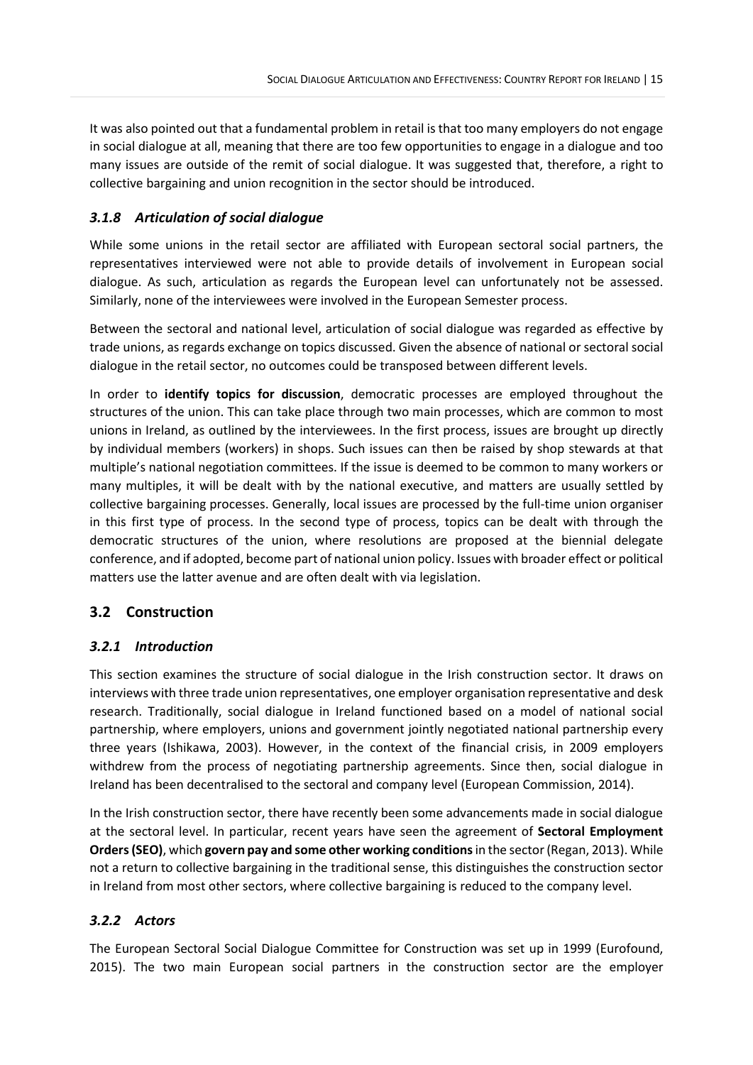It was also pointed out that a fundamental problem in retail is that too many employers do not engage in social dialogue at all, meaning that there are too few opportunities to engage in a dialogue and too many issues are outside of the remit of social dialogue. It was suggested that, therefore, a right to collective bargaining and union recognition in the sector should be introduced.

### *3.1.8 Articulation of social dialogue*

While some unions in the retail sector are affiliated with European sectoral social partners, the representatives interviewed were not able to provide details of involvement in European social dialogue. As such, articulation as regards the European level can unfortunately not be assessed. Similarly, none of the interviewees were involved in the European Semester process.

Between the sectoral and national level, articulation of social dialogue was regarded as effective by trade unions, as regards exchange on topics discussed. Given the absence of national or sectoral social dialogue in the retail sector, no outcomes could be transposed between different levels.

In order to **identify topics for discussion**, democratic processes are employed throughout the structures of the union. This can take place through two main processes, which are common to most unions in Ireland, as outlined by the interviewees. In the first process, issues are brought up directly by individual members (workers) in shops. Such issues can then be raised by shop stewards at that multiple's national negotiation committees. If the issue is deemed to be common to many workers or many multiples, it will be dealt with by the national executive, and matters are usually settled by collective bargaining processes. Generally, local issues are processed by the full-time union organiser in this first type of process. In the second type of process, topics can be dealt with through the democratic structures of the union, where resolutions are proposed at the biennial delegate conference, and if adopted, become part of national union policy. Issues with broader effect or political matters use the latter avenue and are often dealt with via legislation.

## 3.2 Construction

### *3.2.1 Introduction*

This section examines the structure of social dialogue in the Irish construction sector. It draws on interviews with three trade union representatives, one employer organisation representative and desk research. Traditionally, social dialogue in Ireland functioned based on a model of national social partnership, where employers, unions and government jointly negotiated national partnership every three years (Ishikawa, 2003). However, in the context of the financial crisis, in 2009 employers withdrew from the process of negotiating partnership agreements. Since then, social dialogue in Ireland has been decentralised to the sectoral and company level (European Commission, 2014).

In the Irish construction sector, there have recently been some advancements made in social dialogue at the sectoral level. In particular, recent years have seen the agreement of **Sectoral Employment Orders (SEO)**, which **govern pay and some other working conditions** in the sector (Regan, 2013). While not a return to collective bargaining in the traditional sense, this distinguishes the construction sector in Ireland from most other sectors, where collective bargaining is reduced to the company level.

### *3.2.2 Actors*

The European Sectoral Social Dialogue Committee for Construction was set up in 1999 (Eurofound, 2015). The two main European social partners in the construction sector are the employer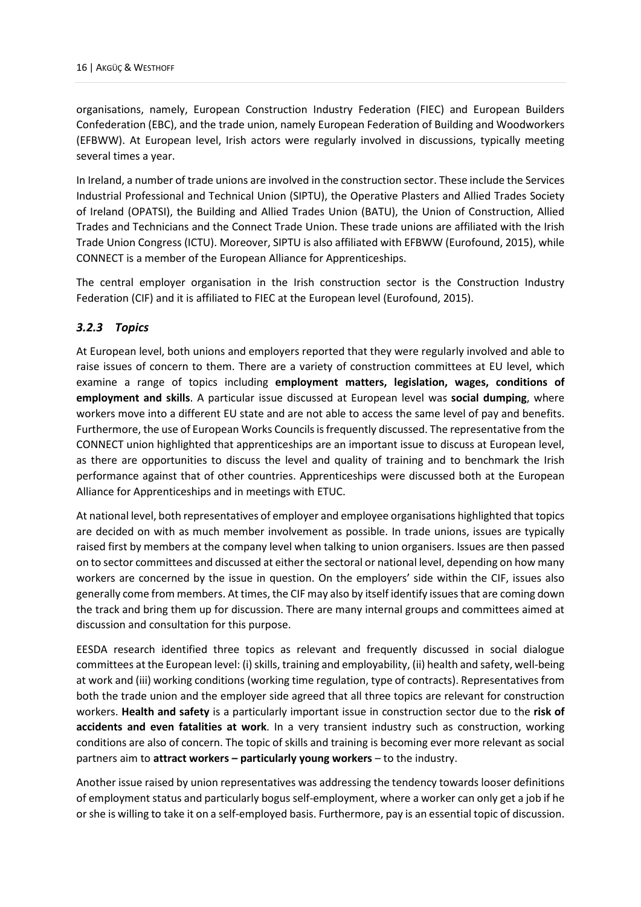organisations, namely, European Construction Industry Federation (FIEC) and European Builders Confederation (EBC), and the trade union, namely European Federation of Building and Woodworkers (EFBWW). At European level, Irish actors were regularly involved in discussions, typically meeting several times a year.

In Ireland, a number of trade unions are involved in the construction sector. These include the Services Industrial Professional and Technical Union (SIPTU), the Operative Plasters and Allied Trades Society of Ireland (OPATSI), the Building and Allied Trades Union (BATU), the Union of Construction, Allied Trades and Technicians and the Connect Trade Union. These trade unions are affiliated with the Irish Trade Union Congress (ICTU). Moreover, SIPTU is also affiliated with EFBWW (Eurofound, 2015), while CONNECT is a member of the European Alliance for Apprenticeships.

The central employer organisation in the Irish construction sector is the Construction Industry Federation (CIF) and it is affiliated to FIEC at the European level (Eurofound, 2015).

### *3.2.3 Topics*

At European level, both unions and employers reported that they were regularly involved and able to raise issues of concern to them. There are a variety of construction committees at EU level, which examine a range of topics including **employment matters, legislation, wages, conditions of employment and skills**. A particular issue discussed at European level was **social dumping**, where workers move into a different EU state and are not able to access the same level of pay and benefits. Furthermore, the use of European Works Councils is frequently discussed. The representative from the CONNECT union highlighted that apprenticeships are an important issue to discuss at European level, as there are opportunities to discuss the level and quality of training and to benchmark the Irish performance against that of other countries. Apprenticeships were discussed both at the European Alliance for Apprenticeships and in meetings with ETUC.

At national level, both representatives of employer and employee organisations highlighted that topics are decided on with as much member involvement as possible. In trade unions, issues are typically raised first by members at the company level when talking to union organisers. Issues are then passed on to sector committees and discussed at either the sectoral or national level, depending on how many workers are concerned by the issue in question. On the employers' side within the CIF, issues also generally come from members. At times, the CIF may also by itself identify issues that are coming down the track and bring them up for discussion. There are many internal groups and committees aimed at discussion and consultation for this purpose.

EESDA research identified three topics as relevant and frequently discussed in social dialogue committees at the European level: (i) skills, training and employability, (ii) health and safety, well-being at work and (iii) working conditions (working time regulation, type of contracts). Representatives from both the trade union and the employer side agreed that all three topics are relevant for construction workers. **Health and safety** is a particularly important issue in construction sector due to the **risk of accidents and even fatalities at work**. In a very transient industry such as construction, working conditions are also of concern. The topic of skills and training is becoming ever more relevant as social partners aim to **attract workers – particularly young workers** – to the industry.

Another issue raised by union representatives was addressing the tendency towards looser definitions of employment status and particularly bogus self-employment, where a worker can only get a job if he or she is willing to take it on a self-employed basis. Furthermore, pay is an essential topic of discussion.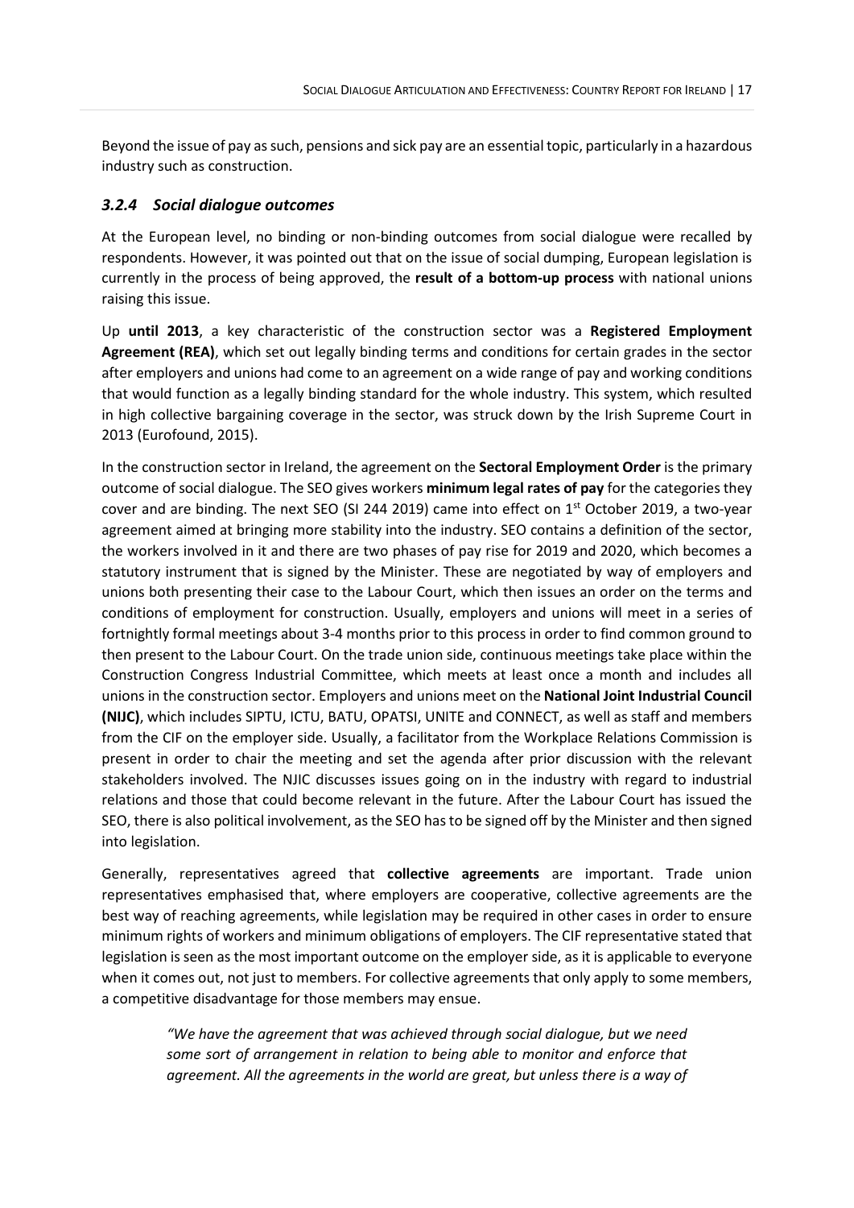Beyond the issue of pay as such, pensions and sick pay are an essential topic, particularly in a hazardous industry such as construction.

### *3.2.4 Social dialogue outcomes*

At the European level, no binding or non-binding outcomes from social dialogue were recalled by respondents. However, it was pointed out that on the issue of social dumping, European legislation is currently in the process of being approved, the **result of a bottom-up process** with national unions raising this issue.

Up **until 2013**, a key characteristic of the construction sector was a **Registered Employment Agreement (REA)**, which set out legally binding terms and conditions for certain grades in the sector after employers and unions had come to an agreement on a wide range of pay and working conditions that would function as a legally binding standard for the whole industry. This system, which resulted in high collective bargaining coverage in the sector, was struck down by the Irish Supreme Court in 2013 (Eurofound, 2015).

In the construction sector in Ireland, the agreement on the **Sectoral Employment Order** is the primary outcome of social dialogue. The SEO gives workers **minimum legal rates of pay** for the categories they cover and are binding. The next SEO (SI 244 2019) came into effect on 1st October 2019, a two-year agreement aimed at bringing more stability into the industry. SEO contains a definition of the sector, the workers involved in it and there are two phases of pay rise for 2019 and 2020, which becomes a statutory instrument that is signed by the Minister. These are negotiated by way of employers and unions both presenting their case to the Labour Court, which then issues an order on the terms and conditions of employment for construction. Usually, employers and unions will meet in a series of fortnightly formal meetings about 3-4 months prior to this process in order to find common ground to then present to the Labour Court. On the trade union side, continuous meetings take place within the Construction Congress Industrial Committee, which meets at least once a month and includes all unions in the construction sector. Employers and unions meet on the **National Joint Industrial Council (NIJC)**, which includes SIPTU, ICTU, BATU, OPATSI, UNITE and CONNECT, as well as staff and members from the CIF on the employer side. Usually, a facilitator from the Workplace Relations Commission is present in order to chair the meeting and set the agenda after prior discussion with the relevant stakeholders involved. The NJIC discusses issues going on in the industry with regard to industrial relations and those that could become relevant in the future. After the Labour Court has issued the SEO, there is also political involvement, as the SEO has to be signed off by the Minister and then signed into legislation.

Generally, representatives agreed that **collective agreements** are important. Trade union representatives emphasised that, where employers are cooperative, collective agreements are the best way of reaching agreements, while legislation may be required in other cases in order to ensure minimum rights of workers and minimum obligations of employers. The CIF representative stated that legislation is seen as the most important outcome on the employer side, as it is applicable to everyone when it comes out, not just to members. For collective agreements that only apply to some members, a competitive disadvantage for those members may ensue.

> *"We have the agreement that was achieved through social dialogue, but we need some sort of arrangement in relation to being able to monitor and enforce that agreement. All the agreements in the world are great, but unless there is a way of*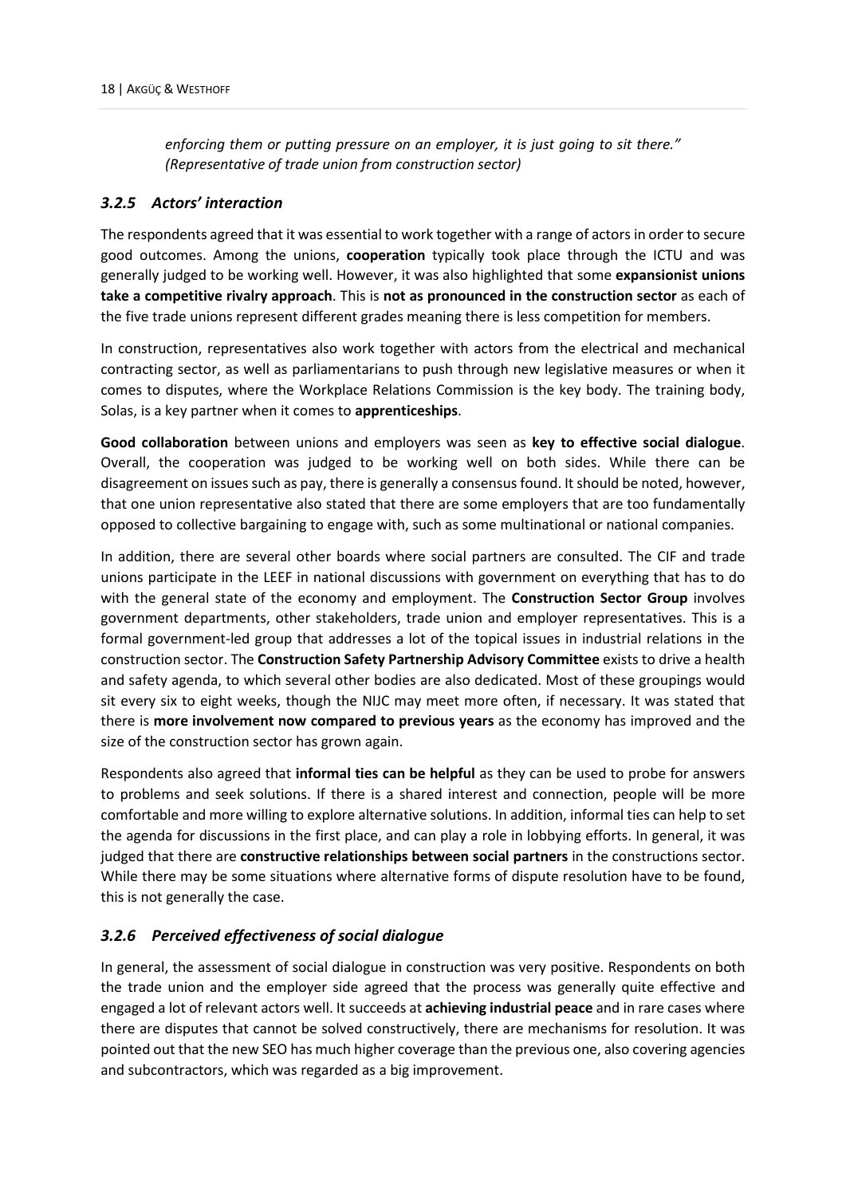*enforcing them or putting pressure on an employer, it is just going to sit there." (Representative of trade union from construction sector)*

### *3.2.5 Actors' interaction*

The respondents agreed that it was essential to work together with a range of actors in order to secure good outcomes. Among the unions, **cooperation** typically took place through the ICTU and was generally judged to be working well. However, it was also highlighted that some **expansionist unions take a competitive rivalry approach**. This is **not as pronounced in the construction sector** as each of the five trade unions represent different grades meaning there is less competition for members.

In construction, representatives also work together with actors from the electrical and mechanical contracting sector, as well as parliamentarians to push through new legislative measures or when it comes to disputes, where the Workplace Relations Commission is the key body. The training body, Solas, is a key partner when it comes to **apprenticeships**.

**Good collaboration** between unions and employers was seen as **key to effective social dialogue**. Overall, the cooperation was judged to be working well on both sides. While there can be disagreement on issues such as pay, there is generally a consensus found. It should be noted, however, that one union representative also stated that there are some employers that are too fundamentally opposed to collective bargaining to engage with, such as some multinational or national companies.

In addition, there are several other boards where social partners are consulted. The CIF and trade unions participate in the LEEF in national discussions with government on everything that has to do with the general state of the economy and employment. The **Construction Sector Group** involves government departments, other stakeholders, trade union and employer representatives. This is a formal government-led group that addresses a lot of the topical issues in industrial relations in the construction sector. The **Construction Safety Partnership Advisory Committee** exists to drive a health and safety agenda, to which several other bodies are also dedicated. Most of these groupings would sit every six to eight weeks, though the NIJC may meet more often, if necessary. It was stated that there is **more involvement now compared to previous years** as the economy has improved and the size of the construction sector has grown again.

Respondents also agreed that **informal ties can be helpful** as they can be used to probe for answers to problems and seek solutions. If there is a shared interest and connection, people will be more comfortable and more willing to explore alternative solutions. In addition, informal ties can help to set the agenda for discussions in the first place, and can play a role in lobbying efforts. In general, it was judged that there are **constructive relationships between social partners** in the constructions sector. While there may be some situations where alternative forms of dispute resolution have to be found, this is not generally the case.

### *3.2.6 Perceived effectiveness of social dialogue*

In general, the assessment of social dialogue in construction was very positive. Respondents on both the trade union and the employer side agreed that the process was generally quite effective and engaged a lot of relevant actors well. It succeeds at **achieving industrial peace** and in rare cases where there are disputes that cannot be solved constructively, there are mechanisms for resolution. It was pointed out that the new SEO has much higher coverage than the previous one, also covering agencies and subcontractors, which was regarded as a big improvement.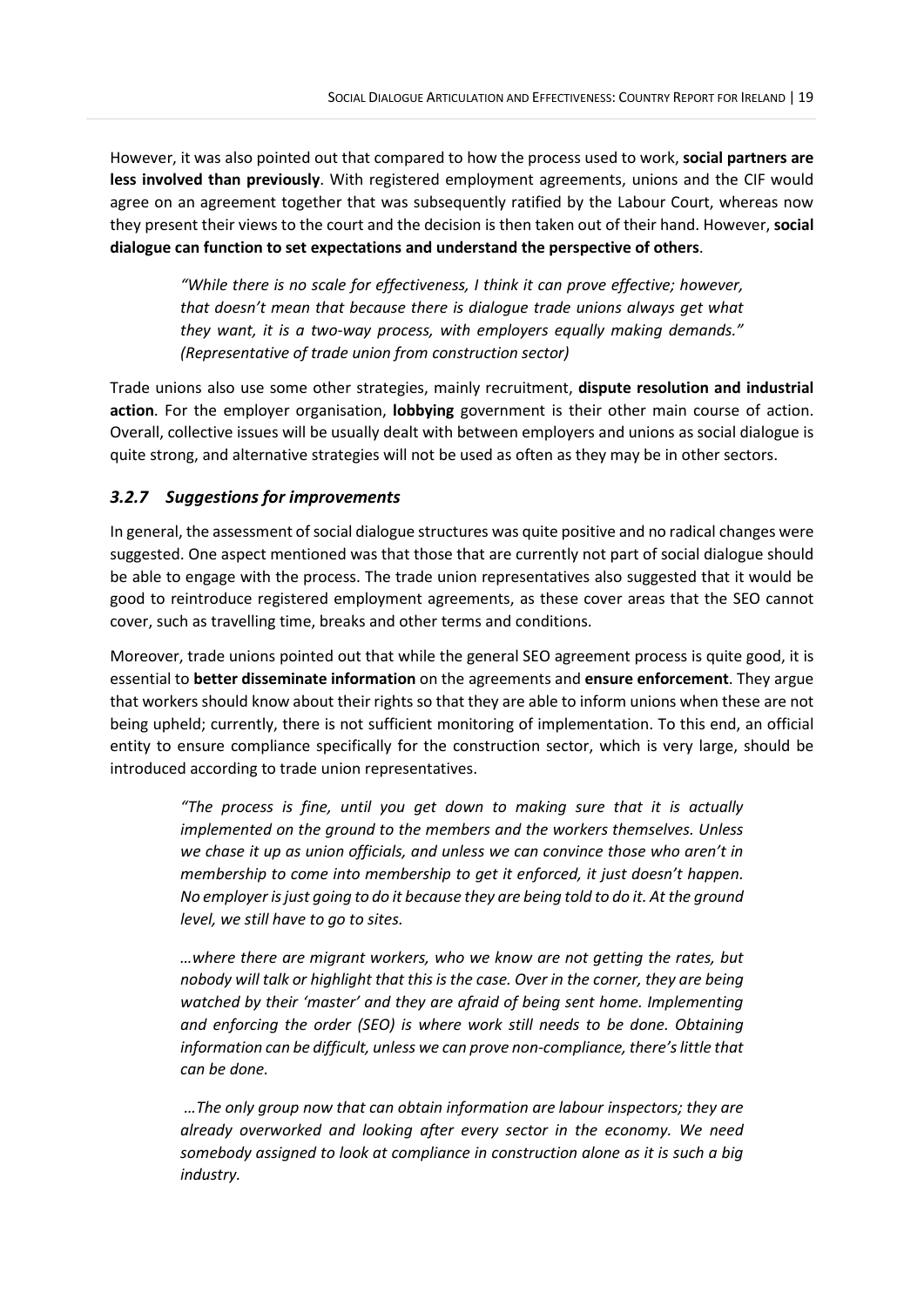However, it was also pointed out that compared to how the process used to work, **social partners are less involved than previously**. With registered employment agreements, unions and the CIF would agree on an agreement together that was subsequently ratified by the Labour Court, whereas now they present their views to the court and the decision is then taken out of their hand. However, **social dialogue can function to set expectations and understand the perspective of others**.

> *"While there is no scale for effectiveness, I think it can prove effective; however, that doesn't mean that because there is dialogue trade unions always get what they want, it is a two-way process, with employers equally making demands." (Representative of trade union from construction sector)*

Trade unions also use some other strategies, mainly recruitment, **dispute resolution and industrial action**. For the employer organisation, **lobbying** government is their other main course of action. Overall, collective issues will be usually dealt with between employers and unions as social dialogue is quite strong, and alternative strategies will not be used as often as they may be in other sectors.

### *3.2.7 Suggestions for improvements*

In general, the assessment of social dialogue structures was quite positive and no radical changes were suggested. One aspect mentioned was that those that are currently not part of social dialogue should be able to engage with the process. The trade union representatives also suggested that it would be good to reintroduce registered employment agreements, as these cover areas that the SEO cannot cover, such as travelling time, breaks and other terms and conditions.

Moreover, trade unions pointed out that while the general SEO agreement process is quite good, it is essential to **better disseminate information** on the agreements and **ensure enforcement**. They argue that workers should know about their rights so that they are able to inform unions when these are not being upheld; currently, there is not sufficient monitoring of implementation. To this end, an official entity to ensure compliance specifically for the construction sector, which is very large, should be introduced according to trade union representatives.

> *"The process is fine, until you get down to making sure that it is actually implemented on the ground to the members and the workers themselves. Unless we chase it up as union officials, and unless we can convince those who aren't in membership to come into membership to get it enforced, it just doesn't happen. No employer is just going to do it because they are being told to do it. At the ground level, we still have to go to sites.*
>
> *…where there are migrant workers, who we know are not getting the rates, but nobody will talk or highlight that this is the case. Over in the corner, they are being watched by their 'master' and they are afraid of being sent home. Implementing and enforcing the order (SEO) is where work still needs to be done. Obtaining information can be difficult, unless we can prove non-compliance, there's little that can be done.*
>
> *…The only group now that can obtain information are labour inspectors; they are already overworked and looking after every sector in the economy. We need somebody assigned to look at compliance in construction alone as it is such a big industry.*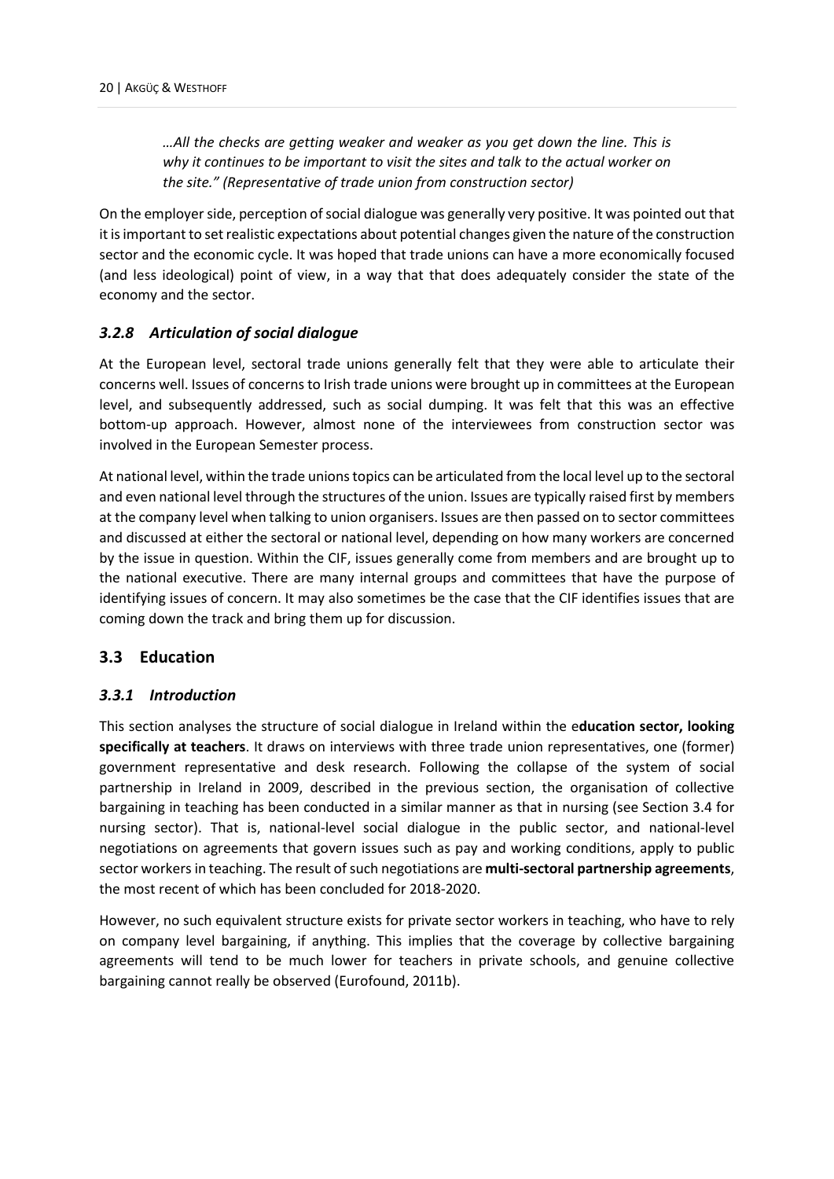*…All the checks are getting weaker and weaker as you get down the line. This is why it continues to be important to visit the sites and talk to the actual worker on the site." (Representative of trade union from construction sector)*

On the employer side, perception of social dialogue was generally very positive. It was pointed out that it is important to set realistic expectations about potential changes given the nature of the construction sector and the economic cycle. It was hoped that trade unions can have a more economically focused (and less ideological) point of view, in a way that that does adequately consider the state of the economy and the sector.

### *3.2.8 Articulation of social dialogue*

At the European level, sectoral trade unions generally felt that they were able to articulate their concerns well. Issues of concerns to Irish trade unions were brought up in committees at the European level, and subsequently addressed, such as social dumping. It was felt that this was an effective bottom-up approach. However, almost none of the interviewees from construction sector was involved in the European Semester process.

At national level, within the trade unions topics can be articulated from the local level up to the sectoral and even national level through the structures of the union. Issues are typically raised first by members at the company level when talking to union organisers. Issues are then passed on to sector committees and discussed at either the sectoral or national level, depending on how many workers are concerned by the issue in question. Within the CIF, issues generally come from members and are brought up to the national executive. There are many internal groups and committees that have the purpose of identifying issues of concern. It may also sometimes be the case that the CIF identifies issues that are coming down the track and bring them up for discussion.

## 3.3 Education

### *3.3.1 Introduction*

This section analyses the structure of social dialogue in Ireland within the e**ducation sector, looking specifically at teachers**. It draws on interviews with three trade union representatives, one (former) government representative and desk research. Following the collapse of the system of social partnership in Ireland in 2009, described in the previous section, the organisation of collective bargaining in teaching has been conducted in a similar manner as that in nursing (see Section 3.4 for nursing sector). That is, national-level social dialogue in the public sector, and national-level negotiations on agreements that govern issues such as pay and working conditions, apply to public sector workers in teaching. The result of such negotiations are **multi-sectoral partnership agreements**, the most recent of which has been concluded for 2018-2020.

However, no such equivalent structure exists for private sector workers in teaching, who have to rely on company level bargaining, if anything. This implies that the coverage by collective bargaining agreements will tend to be much lower for teachers in private schools, and genuine collective bargaining cannot really be observed (Eurofound, 2011b).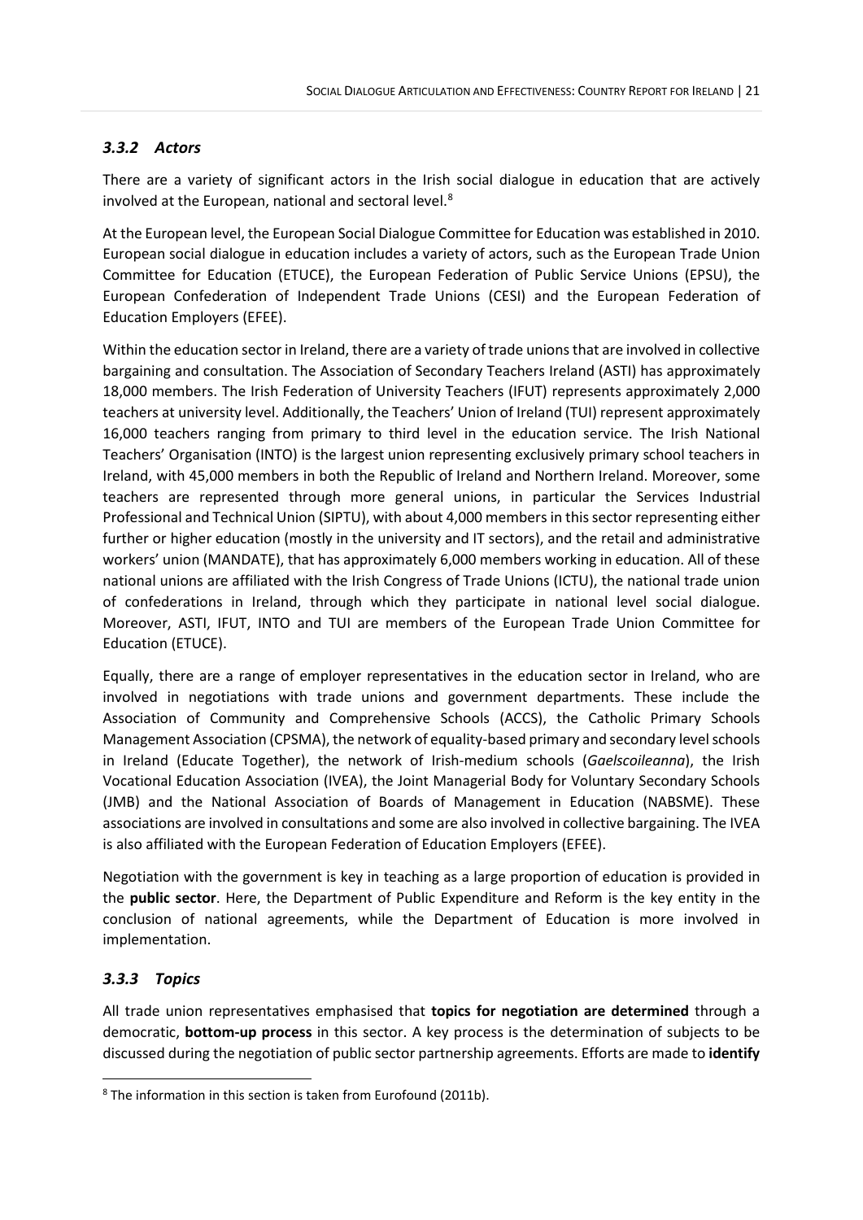### *3.3.2 Actors*

There are a variety of significant actors in the Irish social dialogue in education that are actively involved at the European, national and sectoral level.[8]

At the European level, the European Social Dialogue Committee for Education was established in 2010. European social dialogue in education includes a variety of actors, such as the European Trade Union Committee for Education (ETUCE), the European Federation of Public Service Unions (EPSU), the European Confederation of Independent Trade Unions (CESI) and the European Federation of Education Employers (EFEE).

Within the education sector in Ireland, there are a variety of trade unions that are involved in collective bargaining and consultation. The Association of Secondary Teachers Ireland (ASTI) has approximately 18,000 members. The Irish Federation of University Teachers (IFUT) represents approximately 2,000 teachers at university level. Additionally, the Teachers' Union of Ireland (TUI) represent approximately 16,000 teachers ranging from primary to third level in the education service. The Irish National Teachers' Organisation (INTO) is the largest union representing exclusively primary school teachers in Ireland, with 45,000 members in both the Republic of Ireland and Northern Ireland. Moreover, some teachers are represented through more general unions, in particular the Services Industrial Professional and Technical Union (SIPTU), with about 4,000 members in this sector representing either further or higher education (mostly in the university and IT sectors), and the retail and administrative workers' union (MANDATE), that has approximately 6,000 members working in education. All of these national unions are affiliated with the Irish Congress of Trade Unions (ICTU), the national trade union of confederations in Ireland, through which they participate in national level social dialogue. Moreover, ASTI, IFUT, INTO and TUI are members of the European Trade Union Committee for Education (ETUCE).

Equally, there are a range of employer representatives in the education sector in Ireland, who are involved in negotiations with trade unions and government departments. These include the Association of Community and Comprehensive Schools (ACCS), the Catholic Primary Schools Management Association (CPSMA), the network of equality-based primary and secondary level schools in Ireland (Educate Together), the network of Irish-medium schools (*Gaelscoileanna*), the Irish Vocational Education Association (IVEA), the Joint Managerial Body for Voluntary Secondary Schools (JMB) and the National Association of Boards of Management in Education (NABSME). These associations are involved in consultations and some are also involved in collective bargaining. The IVEA is also affiliated with the European Federation of Education Employers (EFEE).

Negotiation with the government is key in teaching as a large proportion of education is provided in the **public sector**. Here, the Department of Public Expenditure and Reform is the key entity in the conclusion of national agreements, while the Department of Education is more involved in implementation.

### *3.3.3 Topics*

All trade union representatives emphasised that **topics for negotiation are determined** through a democratic, **bottom-up process** in this sector. A key process is the determination of subjects to be discussed during the negotiation of public sector partnership agreements. Efforts are made to **identify**

[8] The information in this section is taken from Eurofound (2011b).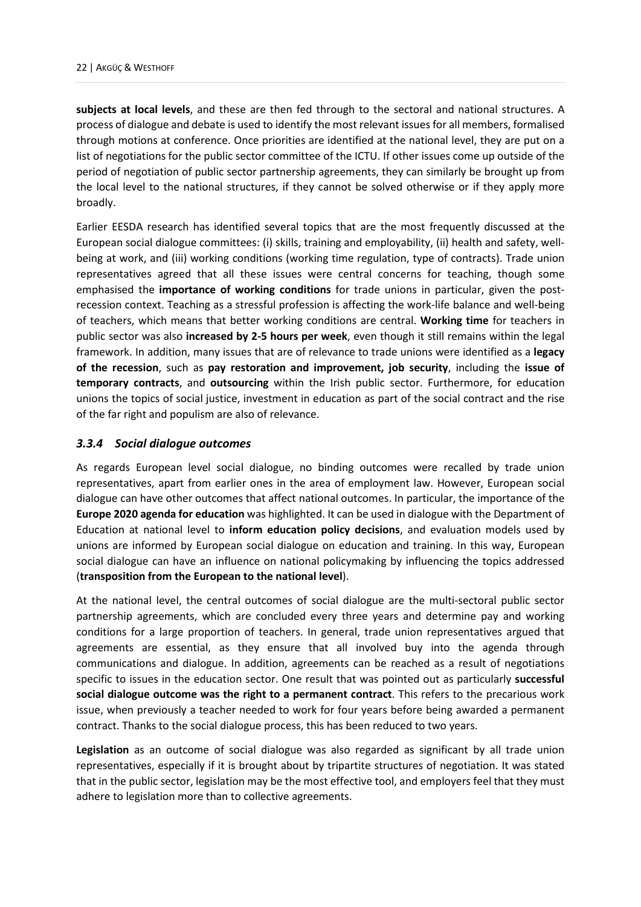**subjects at local levels**, and these are then fed through to the sectoral and national structures. A process of dialogue and debate is used to identify the most relevant issues for all members, formalised through motions at conference. Once priorities are identified at the national level, they are put on a list of negotiations for the public sector committee of the ICTU. If other issues come up outside of the period of negotiation of public sector partnership agreements, they can similarly be brought up from the local level to the national structures, if they cannot be solved otherwise or if they apply more broadly.

Earlier EESDA research has identified several topics that are the most frequently discussed at the European social dialogue committees: (i) skills, training and employability, (ii) health and safety, well-being at work, and (iii) working conditions (working time regulation, type of contracts). Trade union representatives agreed that all these issues were central concerns for teaching, though some emphasised the **importance of working conditions** for trade unions in particular, given the post-recession context. Teaching as a stressful profession is affecting the work-life balance and well-being of teachers, which means that better working conditions are central. **Working time** for teachers in public sector was also **increased by 2-5 hours per week**, even though it still remains within the legal framework. In addition, many issues that are of relevance to trade unions were identified as a **legacy of the recession**, such as **pay restoration and improvement, job security**, including the **issue of temporary contracts**, and **outsourcing** within the Irish public sector. Furthermore, for education unions the topics of social justice, investment in education as part of the social contract and the rise of the far right and populism are also of relevance.

### *3.3.4 Social dialogue outcomes*

As regards European level social dialogue, no binding outcomes were recalled by trade union representatives, apart from earlier ones in the area of employment law. However, European social dialogue can have other outcomes that affect national outcomes. In particular, the importance of the **Europe 2020 agenda for education** was highlighted. It can be used in dialogue with the Department of Education at national level to **inform education policy decisions**, and evaluation models used by unions are informed by European social dialogue on education and training. In this way, European social dialogue can have an influence on national policymaking by influencing the topics addressed (**transposition from the European to the national level**).

At the national level, the central outcomes of social dialogue are the multi-sectoral public sector partnership agreements, which are concluded every three years and determine pay and working conditions for a large proportion of teachers. In general, trade union representatives argued that agreements are essential, as they ensure that all involved buy into the agenda through communications and dialogue. In addition, agreements can be reached as a result of negotiations specific to issues in the education sector. One result that was pointed out as particularly **successful social dialogue outcome was the right to a permanent contract**. This refers to the precarious work issue, when previously a teacher needed to work for four years before being awarded a permanent contract. Thanks to the social dialogue process, this has been reduced to two years.

**Legislation** as an outcome of social dialogue was also regarded as significant by all trade union representatives, especially if it is brought about by tripartite structures of negotiation. It was stated that in the public sector, legislation may be the most effective tool, and employers feel that they must adhere to legislation more than to collective agreements.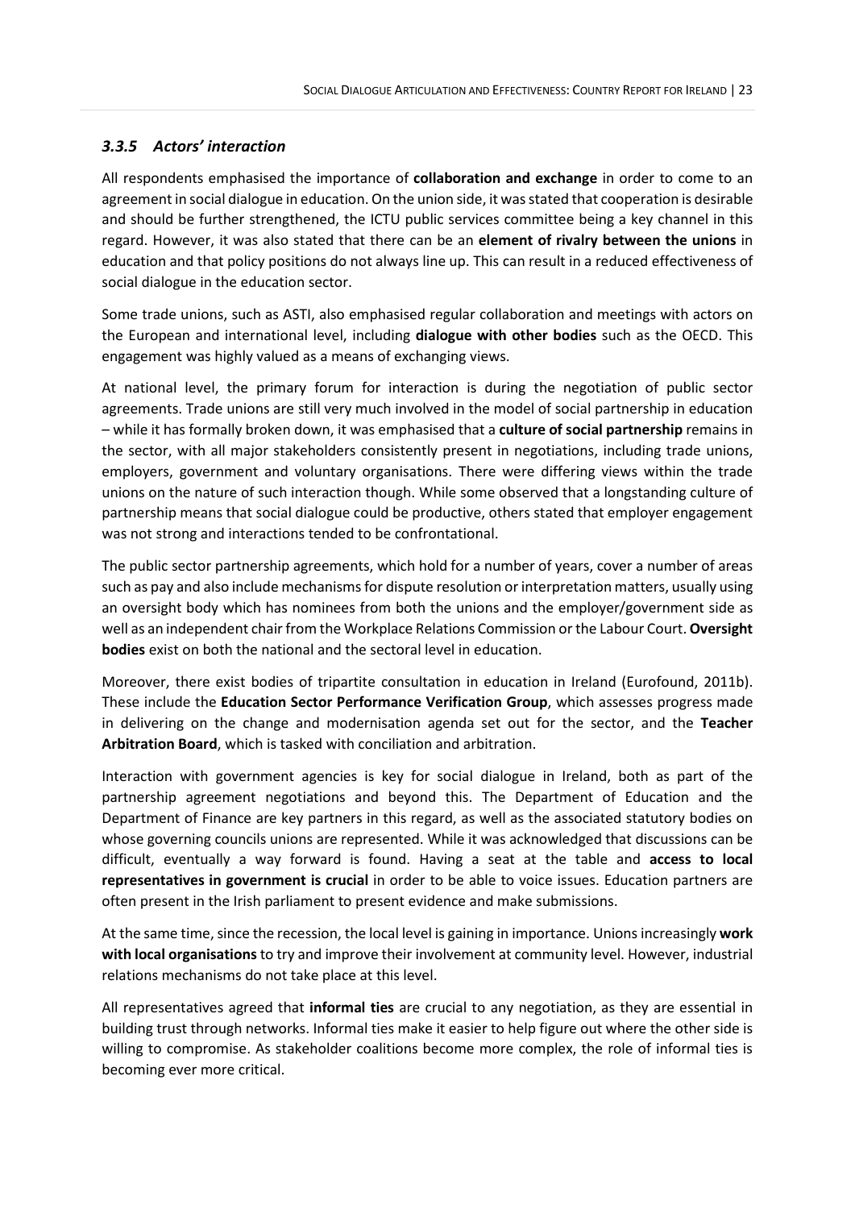### *3.3.5 Actors' interaction*

All respondents emphasised the importance of **collaboration and exchange** in order to come to an agreement in social dialogue in education. On the union side, it was stated that cooperation is desirable and should be further strengthened, the ICTU public services committee being a key channel in this regard. However, it was also stated that there can be an **element of rivalry between the unions** in education and that policy positions do not always line up. This can result in a reduced effectiveness of social dialogue in the education sector.

Some trade unions, such as ASTI, also emphasised regular collaboration and meetings with actors on the European and international level, including **dialogue with other bodies** such as the OECD. This engagement was highly valued as a means of exchanging views.

At national level, the primary forum for interaction is during the negotiation of public sector agreements. Trade unions are still very much involved in the model of social partnership in education – while it has formally broken down, it was emphasised that a **culture of social partnership** remains in the sector, with all major stakeholders consistently present in negotiations, including trade unions, employers, government and voluntary organisations. There were differing views within the trade unions on the nature of such interaction though. While some observed that a longstanding culture of partnership means that social dialogue could be productive, others stated that employer engagement was not strong and interactions tended to be confrontational.

The public sector partnership agreements, which hold for a number of years, cover a number of areas such as pay and also include mechanisms for dispute resolution or interpretation matters, usually using an oversight body which has nominees from both the unions and the employer/government side as well as an independent chair from the Workplace Relations Commission or the Labour Court. **Oversight bodies** exist on both the national and the sectoral level in education.

Moreover, there exist bodies of tripartite consultation in education in Ireland (Eurofound, 2011b). These include the **Education Sector Performance Verification Group**, which assesses progress made in delivering on the change and modernisation agenda set out for the sector, and the **Teacher Arbitration Board**, which is tasked with conciliation and arbitration.

Interaction with government agencies is key for social dialogue in Ireland, both as part of the partnership agreement negotiations and beyond this. The Department of Education and the Department of Finance are key partners in this regard, as well as the associated statutory bodies on whose governing councils unions are represented. While it was acknowledged that discussions can be difficult, eventually a way forward is found. Having a seat at the table and **access to local representatives in government is crucial** in order to be able to voice issues. Education partners are often present in the Irish parliament to present evidence and make submissions.

At the same time, since the recession, the local level is gaining in importance. Unions increasingly **work with local organisations** to try and improve their involvement at community level. However, industrial relations mechanisms do not take place at this level.

All representatives agreed that **informal ties** are crucial to any negotiation, as they are essential in building trust through networks. Informal ties make it easier to help figure out where the other side is willing to compromise. As stakeholder coalitions become more complex, the role of informal ties is becoming ever more critical.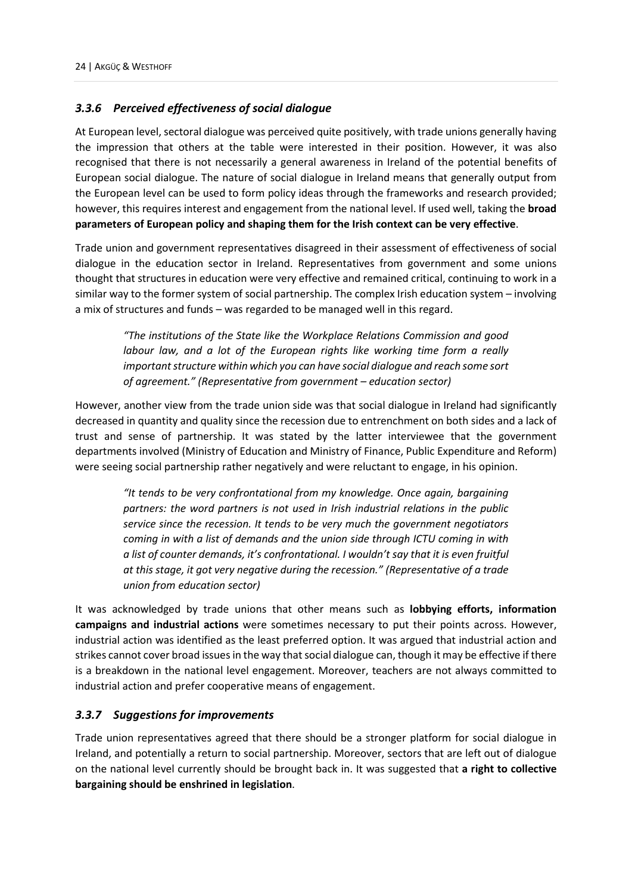### *3.3.6 Perceived effectiveness of social dialogue*

At European level, sectoral dialogue was perceived quite positively, with trade unions generally having the impression that others at the table were interested in their position. However, it was also recognised that there is not necessarily a general awareness in Ireland of the potential benefits of European social dialogue. The nature of social dialogue in Ireland means that generally output from the European level can be used to form policy ideas through the frameworks and research provided; however, this requires interest and engagement from the national level. If used well, taking the **broad parameters of European policy and shaping them for the Irish context can be very effective**.

Trade union and government representatives disagreed in their assessment of effectiveness of social dialogue in the education sector in Ireland. Representatives from government and some unions thought that structures in education were very effective and remained critical, continuing to work in a similar way to the former system of social partnership. The complex Irish education system – involving a mix of structures and funds – was regarded to be managed well in this regard.

> *"The institutions of the State like the Workplace Relations Commission and good labour law, and a lot of the European rights like working time form a really important structure within which you can have social dialogue and reach some sort of agreement." (Representative from government – education sector)*

However, another view from the trade union side was that social dialogue in Ireland had significantly decreased in quantity and quality since the recession due to entrenchment on both sides and a lack of trust and sense of partnership. It was stated by the latter interviewee that the government departments involved (Ministry of Education and Ministry of Finance, Public Expenditure and Reform) were seeing social partnership rather negatively and were reluctant to engage, in his opinion.

> *"It tends to be very confrontational from my knowledge. Once again, bargaining partners: the word partners is not used in Irish industrial relations in the public service since the recession. It tends to be very much the government negotiators coming in with a list of demands and the union side through ICTU coming in with a list of counter demands, it's confrontational. I wouldn't say that it is even fruitful at this stage, it got very negative during the recession." (Representative of a trade union from education sector)*

It was acknowledged by trade unions that other means such as **lobbying efforts, information campaigns and industrial actions** were sometimes necessary to put their points across. However, industrial action was identified as the least preferred option. It was argued that industrial action and strikes cannot cover broad issues in the way that social dialogue can, though it may be effective if there is a breakdown in the national level engagement. Moreover, teachers are not always committed to industrial action and prefer cooperative means of engagement.

### *3.3.7 Suggestions for improvements*

Trade union representatives agreed that there should be a stronger platform for social dialogue in Ireland, and potentially a return to social partnership. Moreover, sectors that are left out of dialogue on the national level currently should be brought back in. It was suggested that **a right to collective bargaining should be enshrined in legislation**.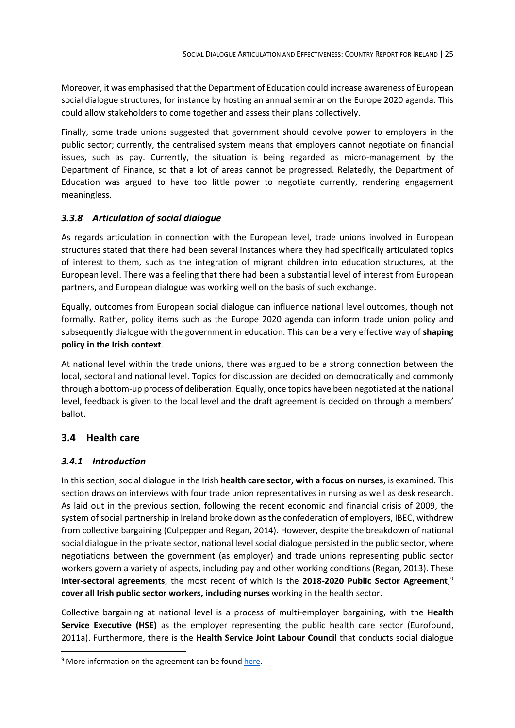Moreover, it was emphasised that the Department of Education could increase awareness of European social dialogue structures, for instance by hosting an annual seminar on the Europe 2020 agenda. This could allow stakeholders to come together and assess their plans collectively.

Finally, some trade unions suggested that government should devolve power to employers in the public sector; currently, the centralised system means that employers cannot negotiate on financial issues, such as pay. Currently, the situation is being regarded as micro-management by the Department of Finance, so that a lot of areas cannot be progressed. Relatedly, the Department of Education was argued to have too little power to negotiate currently, rendering engagement meaningless.

### *3.3.8 Articulation of social dialogue*

As regards articulation in connection with the European level, trade unions involved in European structures stated that there had been several instances where they had specifically articulated topics of interest to them, such as the integration of migrant children into education structures, at the European level. There was a feeling that there had been a substantial level of interest from European partners, and European dialogue was working well on the basis of such exchange.

Equally, outcomes from European social dialogue can influence national level outcomes, though not formally. Rather, policy items such as the Europe 2020 agenda can inform trade union policy and subsequently dialogue with the government in education. This can be a very effective way of **shaping policy in the Irish context**.

At national level within the trade unions, there was argued to be a strong connection between the local, sectoral and national level. Topics for discussion are decided on democratically and commonly through a bottom-up process of deliberation. Equally, once topics have been negotiated at the national level, feedback is given to the local level and the draft agreement is decided on through a members' ballot.

## 3.4 Health care

### *3.4.1 Introduction*

In this section, social dialogue in the Irish **health care sector, with a focus on nurses**, is examined. This section draws on interviews with four trade union representatives in nursing as well as desk research. As laid out in the previous section, following the recent economic and financial crisis of 2009, the system of social partnership in Ireland broke down as the confederation of employers, IBEC, withdrew from collective bargaining (Culpepper and Regan, 2014). However, despite the breakdown of national social dialogue in the private sector, national level social dialogue persisted in the public sector, where negotiations between the government (as employer) and trade unions representing public sector workers govern a variety of aspects, including pay and other working conditions (Regan, 2013). These **inter-sectoral agreements**, the most recent of which is the **2018-2020 Public Sector Agreement**,[9] **cover all Irish public sector workers, including nurses** working in the health sector.

Collective bargaining at national level is a process of multi-employer bargaining, with the **Health Service Executive (HSE)** as the employer representing the public health care sector (Eurofound, 2011a). Furthermore, there is the **Health Service Joint Labour Council** that conducts social dialogue

[9] More information on the agreement can be found here.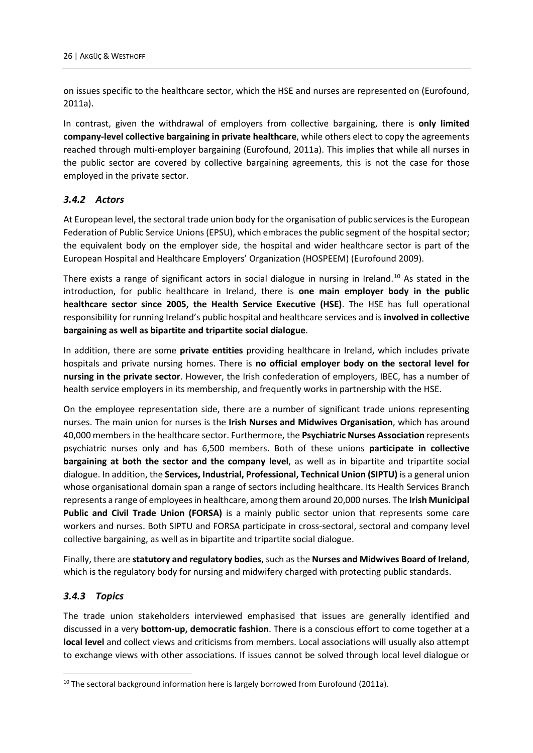on issues specific to the healthcare sector, which the HSE and nurses are represented on (Eurofound, 2011a).

In contrast, given the withdrawal of employers from collective bargaining, there is **only limited company-level collective bargaining in private healthcare**, while others elect to copy the agreements reached through multi-employer bargaining (Eurofound, 2011a). This implies that while all nurses in the public sector are covered by collective bargaining agreements, this is not the case for those employed in the private sector.

### *3.4.2 Actors*

At European level, the sectoral trade union body for the organisation of public services is the European Federation of Public Service Unions (EPSU), which embraces the public segment of the hospital sector; the equivalent body on the employer side, the hospital and wider healthcare sector is part of the European Hospital and Healthcare Employers' Organization (HOSPEEM) (Eurofound 2009).

There exists a range of significant actors in social dialogue in nursing in Ireland.[10] As stated in the introduction, for public healthcare in Ireland, there is **one main employer body in the public healthcare sector since 2005, the Health Service Executive (HSE)**. The HSE has full operational responsibility for running Ireland's public hospital and healthcare services and is **involved in collective bargaining as well as bipartite and tripartite social dialogue**.

In addition, there are some **private entities** providing healthcare in Ireland, which includes private hospitals and private nursing homes. There is **no official employer body on the sectoral level for nursing in the private sector**. However, the Irish confederation of employers, IBEC, has a number of health service employers in its membership, and frequently works in partnership with the HSE.

On the employee representation side, there are a number of significant trade unions representing nurses. The main union for nurses is the **Irish Nurses and Midwives Organisation**, which has around 40,000 members in the healthcare sector. Furthermore, the **Psychiatric Nurses Association** represents psychiatric nurses only and has 6,500 members. Both of these unions **participate in collective bargaining at both the sector and the company level**, as well as in bipartite and tripartite social dialogue. In addition, the **Services, Industrial, Professional, Technical Union (SIPTU)** is a general union whose organisational domain span a range of sectors including healthcare. Its Health Services Branch represents a range of employees in healthcare, among them around 20,000 nurses. The **Irish Municipal Public and Civil Trade Union (FORSA)** is a mainly public sector union that represents some care workers and nurses. Both SIPTU and FORSA participate in cross-sectoral, sectoral and company level collective bargaining, as well as in bipartite and tripartite social dialogue.

Finally, there are **statutory and regulatory bodies**, such as the **Nurses and Midwives Board of Ireland**, which is the regulatory body for nursing and midwifery charged with protecting public standards.

### *3.4.3 Topics*

The trade union stakeholders interviewed emphasised that issues are generally identified and discussed in a very **bottom-up, democratic fashion**. There is a conscious effort to come together at a **local level** and collect views and criticisms from members. Local associations will usually also attempt to exchange views with other associations. If issues cannot be solved through local level dialogue or

[10] The sectoral background information here is largely borrowed from Eurofound (2011a).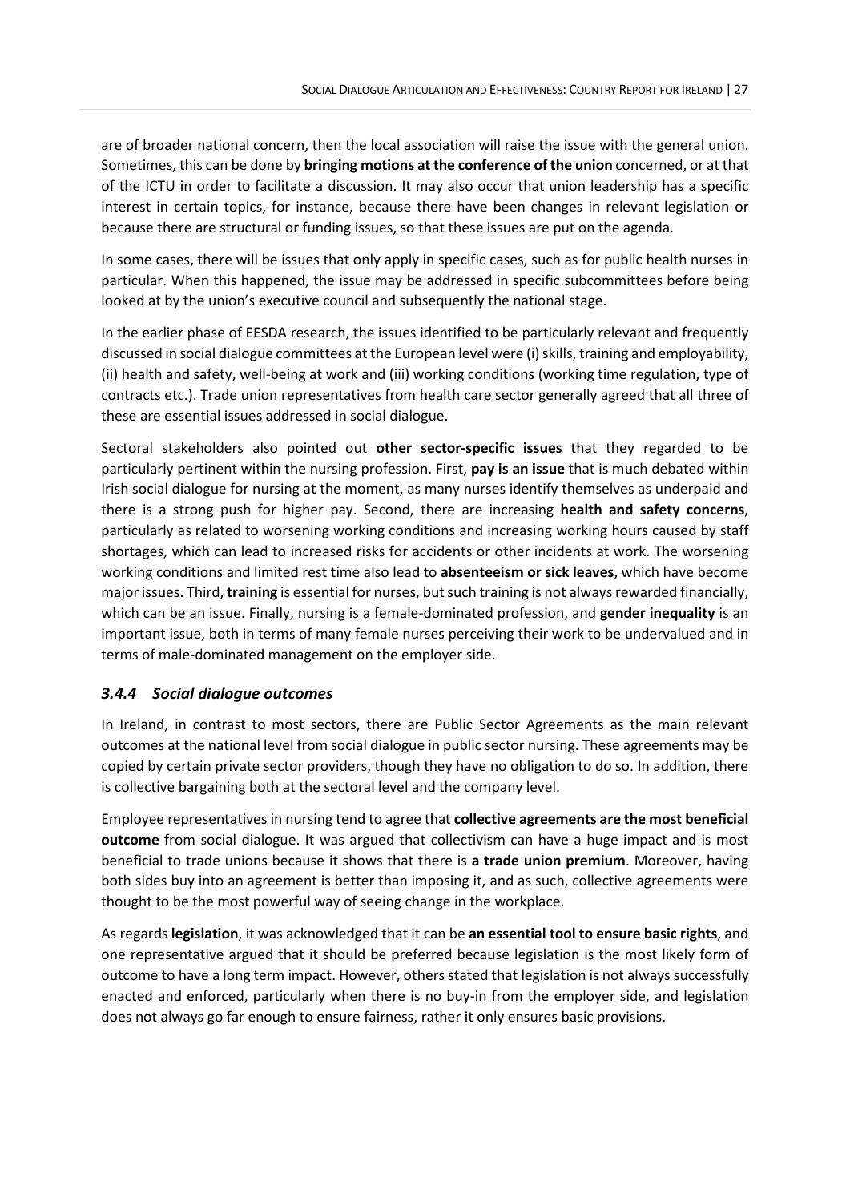are of broader national concern, then the local association will raise the issue with the general union. Sometimes, this can be done by **bringing motions at the conference of the union** concerned, or at that of the ICTU in order to facilitate a discussion. It may also occur that union leadership has a specific interest in certain topics, for instance, because there have been changes in relevant legislation or because there are structural or funding issues, so that these issues are put on the agenda.

In some cases, there will be issues that only apply in specific cases, such as for public health nurses in particular. When this happened, the issue may be addressed in specific subcommittees before being looked at by the union's executive council and subsequently the national stage.

In the earlier phase of EESDA research, the issues identified to be particularly relevant and frequently discussed in social dialogue committees at the European level were (i) skills, training and employability, (ii) health and safety, well-being at work and (iii) working conditions (working time regulation, type of contracts etc.). Trade union representatives from health care sector generally agreed that all three of these are essential issues addressed in social dialogue.

Sectoral stakeholders also pointed out **other sector-specific issues** that they regarded to be particularly pertinent within the nursing profession. First, **pay is an issue** that is much debated within Irish social dialogue for nursing at the moment, as many nurses identify themselves as underpaid and there is a strong push for higher pay. Second, there are increasing **health and safety concerns**, particularly as related to worsening working conditions and increasing working hours caused by staff shortages, which can lead to increased risks for accidents or other incidents at work. The worsening working conditions and limited rest time also lead to **absenteeism or sick leaves**, which have become major issues. Third, **training** is essential for nurses, but such training is not always rewarded financially, which can be an issue. Finally, nursing is a female-dominated profession, and **gender inequality** is an important issue, both in terms of many female nurses perceiving their work to be undervalued and in terms of male-dominated management on the employer side.

### *3.4.4 Social dialogue outcomes*

In Ireland, in contrast to most sectors, there are Public Sector Agreements as the main relevant outcomes at the national level from social dialogue in public sector nursing. These agreements may be copied by certain private sector providers, though they have no obligation to do so. In addition, there is collective bargaining both at the sectoral level and the company level.

Employee representatives in nursing tend to agree that **collective agreements are the most beneficial outcome** from social dialogue. It was argued that collectivism can have a huge impact and is most beneficial to trade unions because it shows that there is **a trade union premium**. Moreover, having both sides buy into an agreement is better than imposing it, and as such, collective agreements were thought to be the most powerful way of seeing change in the workplace.

As regards **legislation**, it was acknowledged that it can be **an essential tool to ensure basic rights**, and one representative argued that it should be preferred because legislation is the most likely form of outcome to have a long term impact. However, others stated that legislation is not always successfully enacted and enforced, particularly when there is no buy-in from the employer side, and legislation does not always go far enough to ensure fairness, rather it only ensures basic provisions.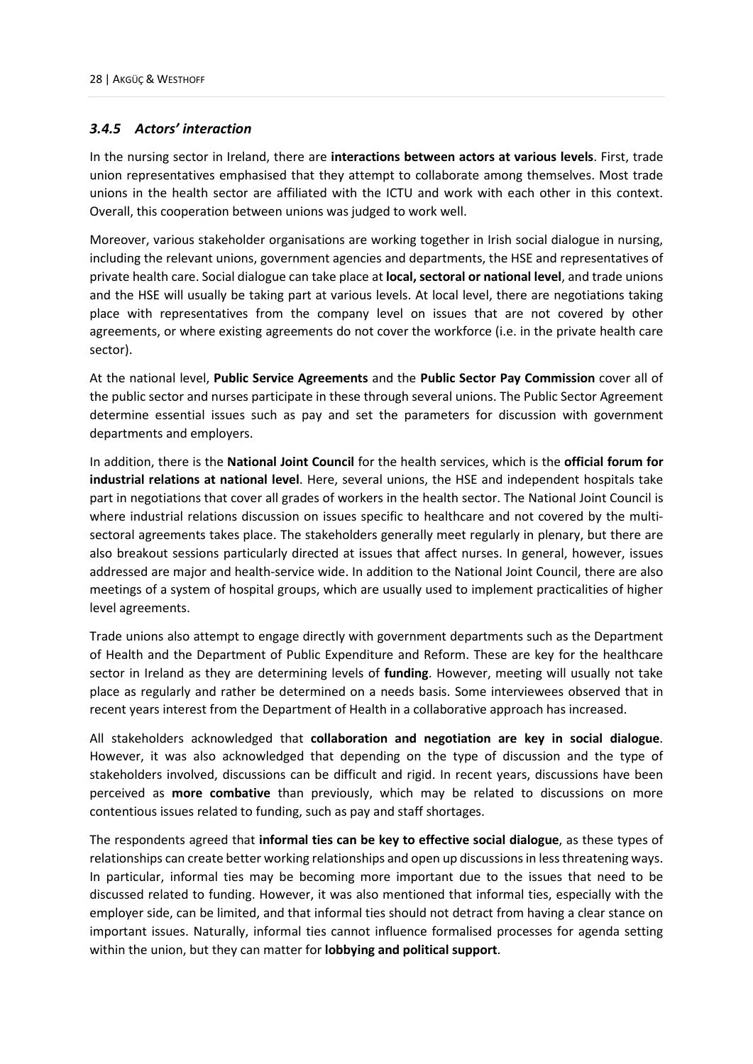### *3.4.5 Actors' interaction*

In the nursing sector in Ireland, there are **interactions between actors at various levels**. First, trade union representatives emphasised that they attempt to collaborate among themselves. Most trade unions in the health sector are affiliated with the ICTU and work with each other in this context. Overall, this cooperation between unions was judged to work well.

Moreover, various stakeholder organisations are working together in Irish social dialogue in nursing, including the relevant unions, government agencies and departments, the HSE and representatives of private health care. Social dialogue can take place at **local, sectoral or national level**, and trade unions and the HSE will usually be taking part at various levels. At local level, there are negotiations taking place with representatives from the company level on issues that are not covered by other agreements, or where existing agreements do not cover the workforce (i.e. in the private health care sector).

At the national level, **Public Service Agreements** and the **Public Sector Pay Commission** cover all of the public sector and nurses participate in these through several unions. The Public Sector Agreement determine essential issues such as pay and set the parameters for discussion with government departments and employers.

In addition, there is the **National Joint Council** for the health services, which is the **official forum for industrial relations at national level**. Here, several unions, the HSE and independent hospitals take part in negotiations that cover all grades of workers in the health sector. The National Joint Council is where industrial relations discussion on issues specific to healthcare and not covered by the multi-sectoral agreements takes place. The stakeholders generally meet regularly in plenary, but there are also breakout sessions particularly directed at issues that affect nurses. In general, however, issues addressed are major and health-service wide. In addition to the National Joint Council, there are also meetings of a system of hospital groups, which are usually used to implement practicalities of higher level agreements.

Trade unions also attempt to engage directly with government departments such as the Department of Health and the Department of Public Expenditure and Reform. These are key for the healthcare sector in Ireland as they are determining levels of **funding**. However, meeting will usually not take place as regularly and rather be determined on a needs basis. Some interviewees observed that in recent years interest from the Department of Health in a collaborative approach has increased.

All stakeholders acknowledged that **collaboration and negotiation are key in social dialogue**. However, it was also acknowledged that depending on the type of discussion and the type of stakeholders involved, discussions can be difficult and rigid. In recent years, discussions have been perceived as **more combative** than previously, which may be related to discussions on more contentious issues related to funding, such as pay and staff shortages.

The respondents agreed that **informal ties can be key to effective social dialogue**, as these types of relationships can create better working relationships and open up discussions in less threatening ways. In particular, informal ties may be becoming more important due to the issues that need to be discussed related to funding. However, it was also mentioned that informal ties, especially with the employer side, can be limited, and that informal ties should not detract from having a clear stance on important issues. Naturally, informal ties cannot influence formalised processes for agenda setting within the union, but they can matter for **lobbying and political support**.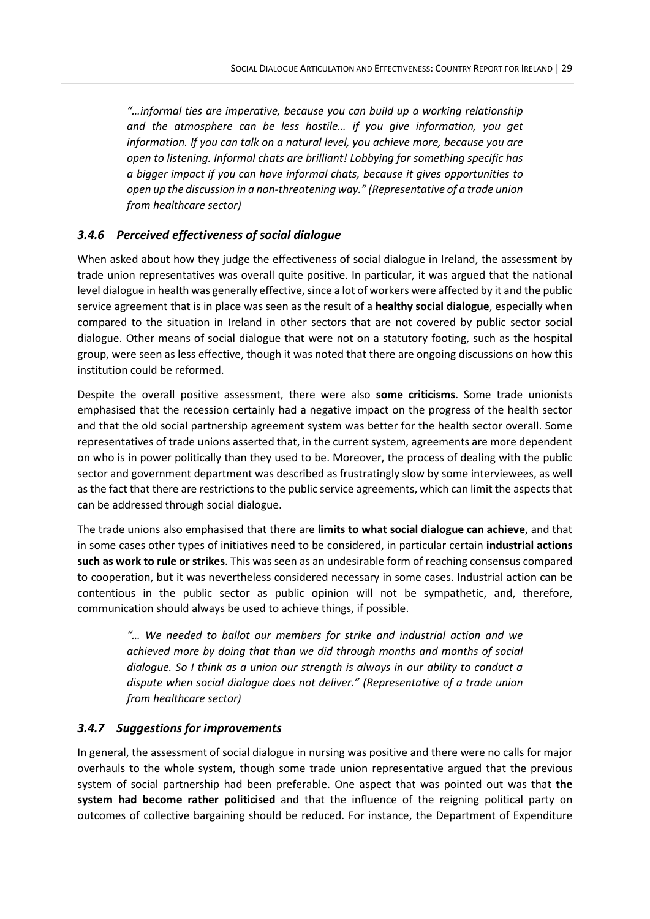> *"…informal ties are imperative, because you can build up a working relationship and the atmosphere can be less hostile… if you give information, you get information. If you can talk on a natural level, you achieve more, because you are open to listening. Informal chats are brilliant! Lobbying for something specific has a bigger impact if you can have informal chats, because it gives opportunities to open up the discussion in a non-threatening way." (Representative of a trade union from healthcare sector)*

### *3.4.6 Perceived effectiveness of social dialogue*

When asked about how they judge the effectiveness of social dialogue in Ireland, the assessment by trade union representatives was overall quite positive. In particular, it was argued that the national level dialogue in health was generally effective, since a lot of workers were affected by it and the public service agreement that is in place was seen as the result of a **healthy social dialogue**, especially when compared to the situation in Ireland in other sectors that are not covered by public sector social dialogue. Other means of social dialogue that were not on a statutory footing, such as the hospital group, were seen as less effective, though it was noted that there are ongoing discussions on how this institution could be reformed.

Despite the overall positive assessment, there were also **some criticisms**. Some trade unionists emphasised that the recession certainly had a negative impact on the progress of the health sector and that the old social partnership agreement system was better for the health sector overall. Some representatives of trade unions asserted that, in the current system, agreements are more dependent on who is in power politically than they used to be. Moreover, the process of dealing with the public sector and government department was described as frustratingly slow by some interviewees, as well as the fact that there are restrictions to the public service agreements, which can limit the aspects that can be addressed through social dialogue.

The trade unions also emphasised that there are **limits to what social dialogue can achieve**, and that in some cases other types of initiatives need to be considered, in particular certain **industrial actions such as work to rule or strikes**. This was seen as an undesirable form of reaching consensus compared to cooperation, but it was nevertheless considered necessary in some cases. Industrial action can be contentious in the public sector as public opinion will not be sympathetic, and, therefore, communication should always be used to achieve things, if possible.

> *"… We needed to ballot our members for strike and industrial action and we achieved more by doing that than we did through months and months of social dialogue. So I think as a union our strength is always in our ability to conduct a dispute when social dialogue does not deliver." (Representative of a trade union from healthcare sector)*

### *3.4.7 Suggestions for improvements*

In general, the assessment of social dialogue in nursing was positive and there were no calls for major overhauls to the whole system, though some trade union representative argued that the previous system of social partnership had been preferable. One aspect that was pointed out was that **the system had become rather politicised** and that the influence of the reigning political party on outcomes of collective bargaining should be reduced. For instance, the Department of Expenditure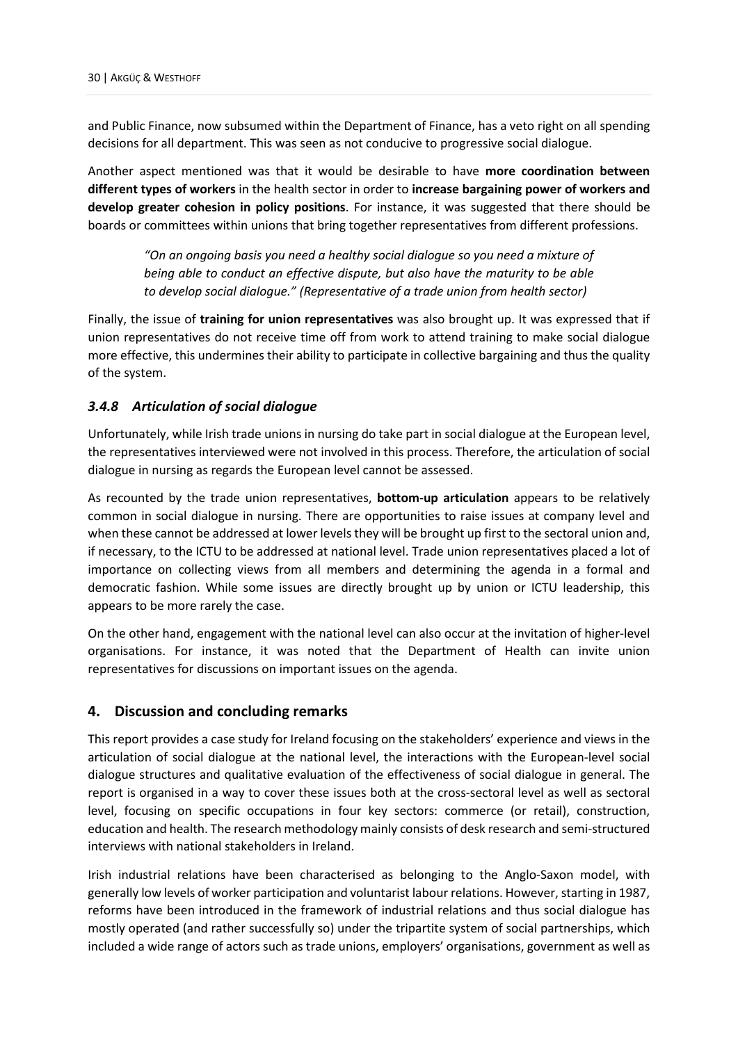and Public Finance, now subsumed within the Department of Finance, has a veto right on all spending decisions for all department. This was seen as not conducive to progressive social dialogue.

Another aspect mentioned was that it would be desirable to have **more coordination between different types of workers** in the health sector in order to **increase bargaining power of workers and develop greater cohesion in policy positions**. For instance, it was suggested that there should be boards or committees within unions that bring together representatives from different professions.

> *"On an ongoing basis you need a healthy social dialogue so you need a mixture of being able to conduct an effective dispute, but also have the maturity to be able to develop social dialogue." (Representative of a trade union from health sector)*

Finally, the issue of **training for union representatives** was also brought up. It was expressed that if union representatives do not receive time off from work to attend training to make social dialogue more effective, this undermines their ability to participate in collective bargaining and thus the quality of the system.

### *3.4.8 Articulation of social dialogue*

Unfortunately, while Irish trade unions in nursing do take part in social dialogue at the European level, the representatives interviewed were not involved in this process. Therefore, the articulation of social dialogue in nursing as regards the European level cannot be assessed.

As recounted by the trade union representatives, **bottom-up articulation** appears to be relatively common in social dialogue in nursing. There are opportunities to raise issues at company level and when these cannot be addressed at lower levels they will be brought up first to the sectoral union and, if necessary, to the ICTU to be addressed at national level. Trade union representatives placed a lot of importance on collecting views from all members and determining the agenda in a formal and democratic fashion. While some issues are directly brought up by union or ICTU leadership, this appears to be more rarely the case.

On the other hand, engagement with the national level can also occur at the invitation of higher-level organisations. For instance, it was noted that the Department of Health can invite union representatives for discussions on important issues on the agenda.

## 4. Discussion and concluding remarks

This report provides a case study for Ireland focusing on the stakeholders' experience and views in the articulation of social dialogue at the national level, the interactions with the European-level social dialogue structures and qualitative evaluation of the effectiveness of social dialogue in general. The report is organised in a way to cover these issues both at the cross-sectoral level as well as sectoral level, focusing on specific occupations in four key sectors: commerce (or retail), construction, education and health. The research methodology mainly consists of desk research and semi-structured interviews with national stakeholders in Ireland.

Irish industrial relations have been characterised as belonging to the Anglo-Saxon model, with generally low levels of worker participation and voluntarist labour relations. However, starting in 1987, reforms have been introduced in the framework of industrial relations and thus social dialogue has mostly operated (and rather successfully so) under the tripartite system of social partnerships, which included a wide range of actors such as trade unions, employers' organisations, government as well as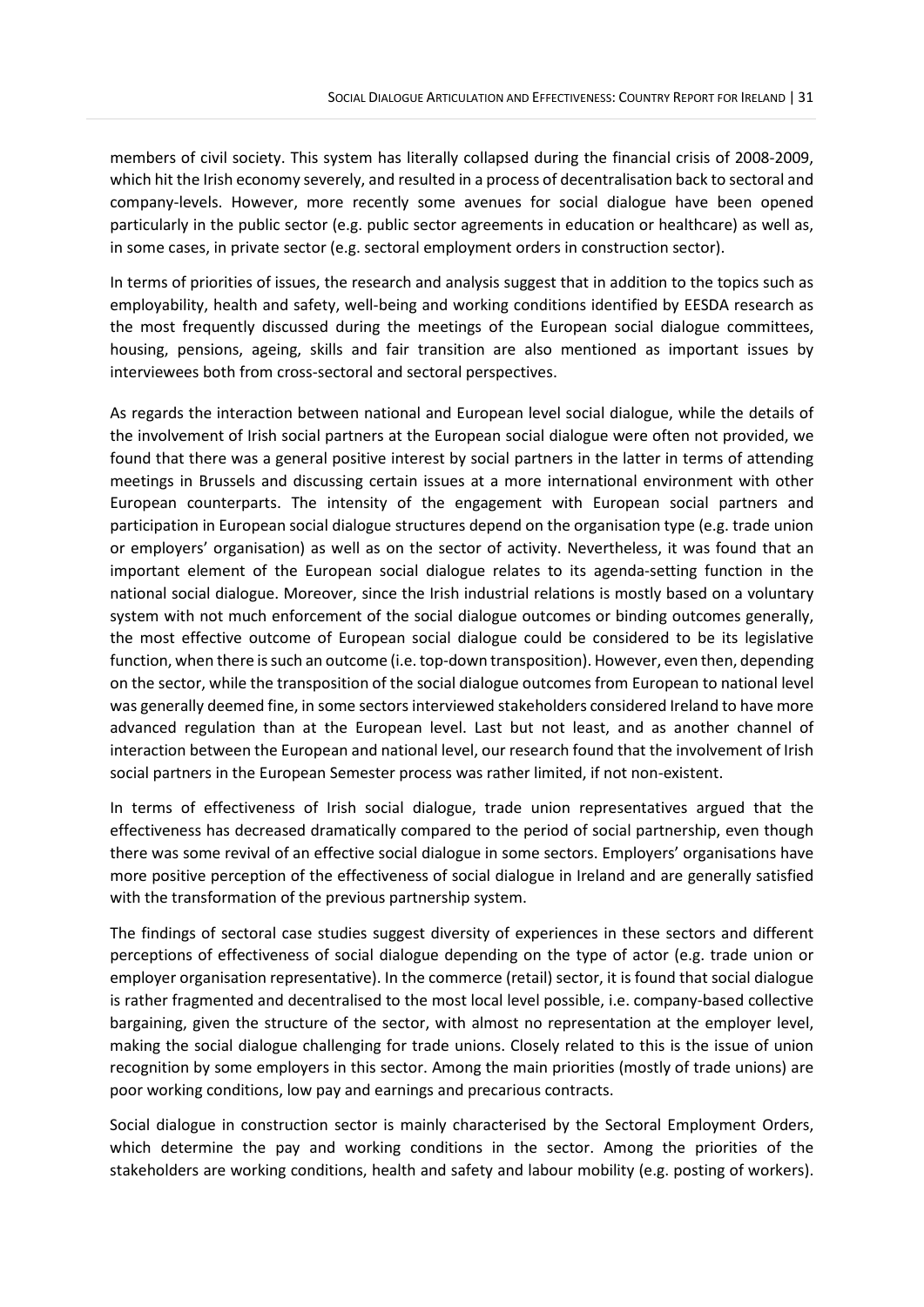members of civil society. This system has literally collapsed during the financial crisis of 2008-2009, which hit the Irish economy severely, and resulted in a process of decentralisation back to sectoral and company-levels. However, more recently some avenues for social dialogue have been opened particularly in the public sector (e.g. public sector agreements in education or healthcare) as well as, in some cases, in private sector (e.g. sectoral employment orders in construction sector).

In terms of priorities of issues, the research and analysis suggest that in addition to the topics such as employability, health and safety, well-being and working conditions identified by EESDA research as the most frequently discussed during the meetings of the European social dialogue committees, housing, pensions, ageing, skills and fair transition are also mentioned as important issues by interviewees both from cross-sectoral and sectoral perspectives.

As regards the interaction between national and European level social dialogue, while the details of the involvement of Irish social partners at the European social dialogue were often not provided, we found that there was a general positive interest by social partners in the latter in terms of attending meetings in Brussels and discussing certain issues at a more international environment with other European counterparts. The intensity of the engagement with European social partners and participation in European social dialogue structures depend on the organisation type (e.g. trade union or employers' organisation) as well as on the sector of activity. Nevertheless, it was found that an important element of the European social dialogue relates to its agenda-setting function in the national social dialogue. Moreover, since the Irish industrial relations is mostly based on a voluntary system with not much enforcement of the social dialogue outcomes or binding outcomes generally, the most effective outcome of European social dialogue could be considered to be its legislative function, when there is such an outcome (i.e. top-down transposition). However, even then, depending on the sector, while the transposition of the social dialogue outcomes from European to national level was generally deemed fine, in some sectors interviewed stakeholders considered Ireland to have more advanced regulation than at the European level. Last but not least, and as another channel of interaction between the European and national level, our research found that the involvement of Irish social partners in the European Semester process was rather limited, if not non-existent.

In terms of effectiveness of Irish social dialogue, trade union representatives argued that the effectiveness has decreased dramatically compared to the period of social partnership, even though there was some revival of an effective social dialogue in some sectors. Employers' organisations have more positive perception of the effectiveness of social dialogue in Ireland and are generally satisfied with the transformation of the previous partnership system.

The findings of sectoral case studies suggest diversity of experiences in these sectors and different perceptions of effectiveness of social dialogue depending on the type of actor (e.g. trade union or employer organisation representative). In the commerce (retail) sector, it is found that social dialogue is rather fragmented and decentralised to the most local level possible, i.e. company-based collective bargaining, given the structure of the sector, with almost no representation at the employer level, making the social dialogue challenging for trade unions. Closely related to this is the issue of union recognition by some employers in this sector. Among the main priorities (mostly of trade unions) are poor working conditions, low pay and earnings and precarious contracts.

Social dialogue in construction sector is mainly characterised by the Sectoral Employment Orders, which determine the pay and working conditions in the sector. Among the priorities of the stakeholders are working conditions, health and safety and labour mobility (e.g. posting of workers).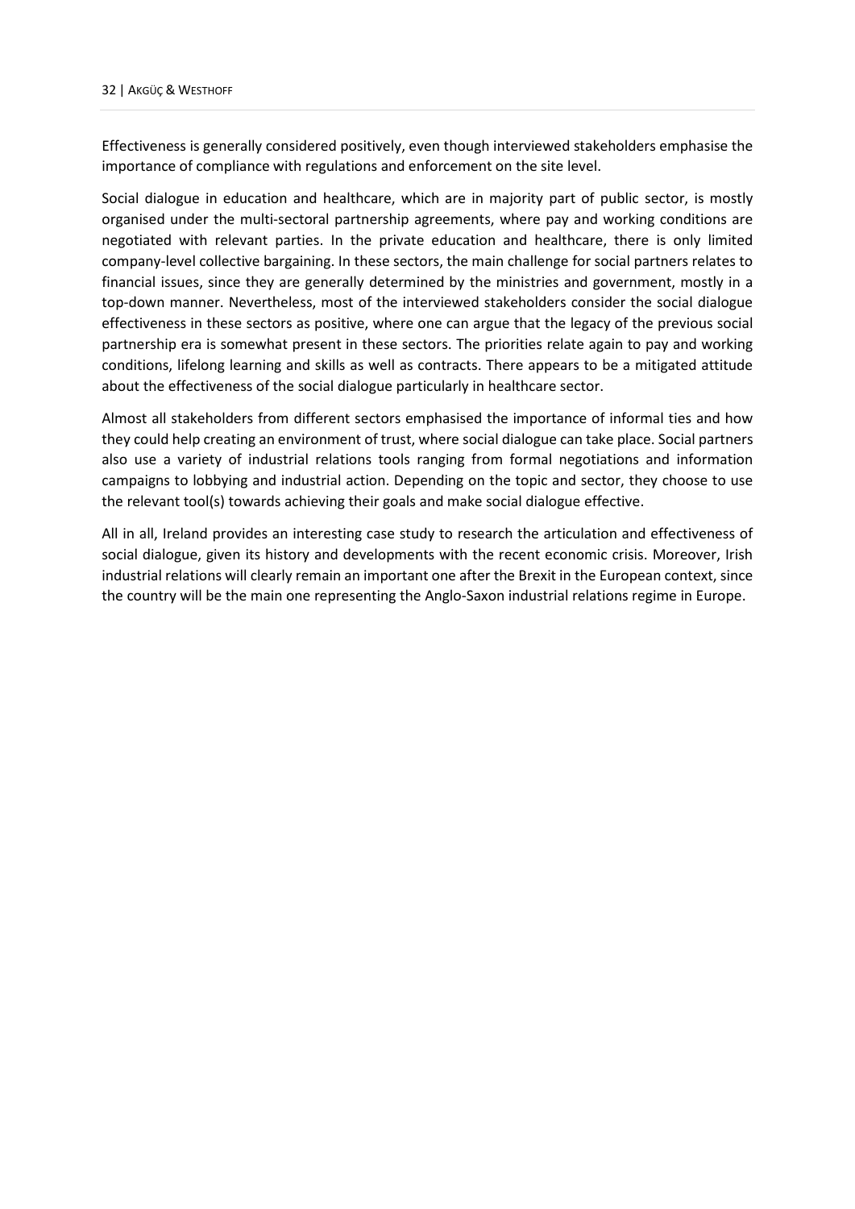Effectiveness is generally considered positively, even though interviewed stakeholders emphasise the importance of compliance with regulations and enforcement on the site level.

Social dialogue in education and healthcare, which are in majority part of public sector, is mostly organised under the multi-sectoral partnership agreements, where pay and working conditions are negotiated with relevant parties. In the private education and healthcare, there is only limited company-level collective bargaining. In these sectors, the main challenge for social partners relates to financial issues, since they are generally determined by the ministries and government, mostly in a top-down manner. Nevertheless, most of the interviewed stakeholders consider the social dialogue effectiveness in these sectors as positive, where one can argue that the legacy of the previous social partnership era is somewhat present in these sectors. The priorities relate again to pay and working conditions, lifelong learning and skills as well as contracts. There appears to be a mitigated attitude about the effectiveness of the social dialogue particularly in healthcare sector.

Almost all stakeholders from different sectors emphasised the importance of informal ties and how they could help creating an environment of trust, where social dialogue can take place. Social partners also use a variety of industrial relations tools ranging from formal negotiations and information campaigns to lobbying and industrial action. Depending on the topic and sector, they choose to use the relevant tool(s) towards achieving their goals and make social dialogue effective.

All in all, Ireland provides an interesting case study to research the articulation and effectiveness of social dialogue, given its history and developments with the recent economic crisis. Moreover, Irish industrial relations will clearly remain an important one after the Brexit in the European context, since the country will be the main one representing the Anglo-Saxon industrial relations regime in Europe.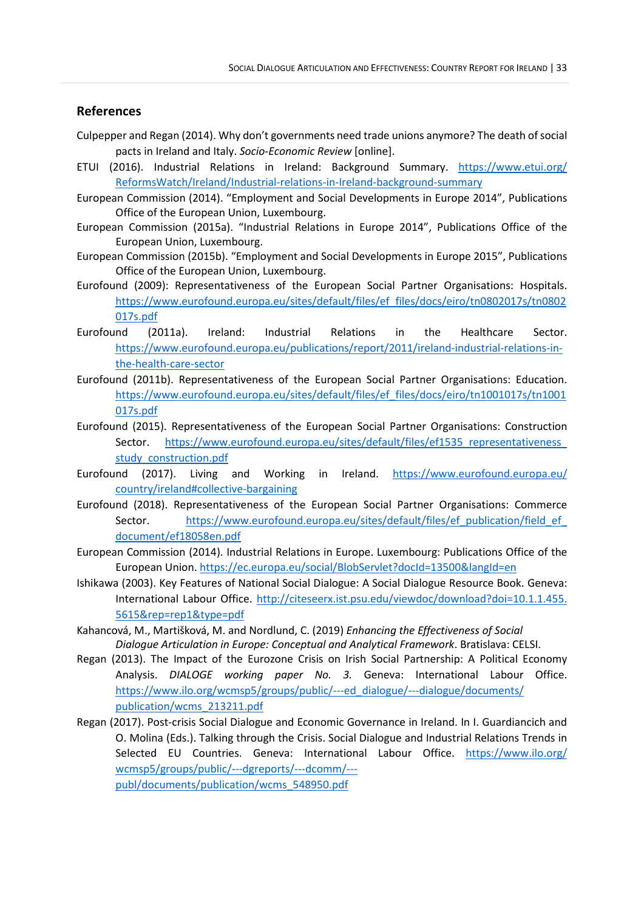## References

Culpepper and Regan (2014). Why don't governments need trade unions anymore? The death of social pacts in Ireland and Italy. *Socio-Economic Review* [online].

ETUI (2016). Industrial Relations in Ireland: Background Summary. https://www.etui.org/ReformsWatch/Ireland/Industrial-relations-in-Ireland-background-summary

European Commission (2014). "Employment and Social Developments in Europe 2014", Publications Office of the European Union, Luxembourg.

European Commission (2015a). "Industrial Relations in Europe 2014", Publications Office of the European Union, Luxembourg.

European Commission (2015b). "Employment and Social Developments in Europe 2015", Publications Office of the European Union, Luxembourg.

Eurofound (2009): Representativeness of the European Social Partner Organisations: Hospitals. https://www.eurofound.europa.eu/sites/default/files/ef_files/docs/eiro/tn0802017s/tn0802017s.pdf

Eurofound (2011a). Ireland: Industrial Relations in the Healthcare Sector. https://www.eurofound.europa.eu/publications/report/2011/ireland-industrial-relations-in-the-health-care-sector

Eurofound (2011b). Representativeness of the European Social Partner Organisations: Education. https://www.eurofound.europa.eu/sites/default/files/ef_files/docs/eiro/tn1001017s/tn1001017s.pdf

Eurofound (2015). Representativeness of the European Social Partner Organisations: Construction Sector. https://www.eurofound.europa.eu/sites/default/files/ef1535_representativeness_study_construction.pdf

Eurofound (2017). Living and Working in Ireland. https://www.eurofound.europa.eu/country/ireland#collective-bargaining

Eurofound (2018). Representativeness of the European Social Partner Organisations: Commerce Sector. https://www.eurofound.europa.eu/sites/default/files/ef_publication/field_ef_document/ef18058en.pdf

European Commission (2014). Industrial Relations in Europe. Luxembourg: Publications Office of the European Union. https://ec.europa.eu/social/BlobServlet?docId=13500&langId=en

Ishikawa (2003). Key Features of National Social Dialogue: A Social Dialogue Resource Book. Geneva: International Labour Office. http://citeseerx.ist.psu.edu/viewdoc/download?doi=10.1.1.455.5615&rep=rep1&type=pdf

Kahancová, M., Martišková, M. and Nordlund, C. (2019) *Enhancing the Effectiveness of Social Dialogue Articulation in Europe: Conceptual and Analytical Framework*. Bratislava: CELSI.

Regan (2013). The Impact of the Eurozone Crisis on Irish Social Partnership: A Political Economy Analysis. *DIALOGE working paper No. 3.* Geneva: International Labour Office. https://www.ilo.org/wcmsp5/groups/public/---ed_dialogue/---dialogue/documents/publication/wcms_213211.pdf

Regan (2017). Post-crisis Social Dialogue and Economic Governance in Ireland. In I. Guardiancich and O. Molina (Eds.). Talking through the Crisis. Social Dialogue and Industrial Relations Trends in Selected EU Countries. Geneva: International Labour Office. https://www.ilo.org/wcmsp5/groups/public/---dgreports/---dcomm/---publ/documents/publication/wcms_548950.pdf